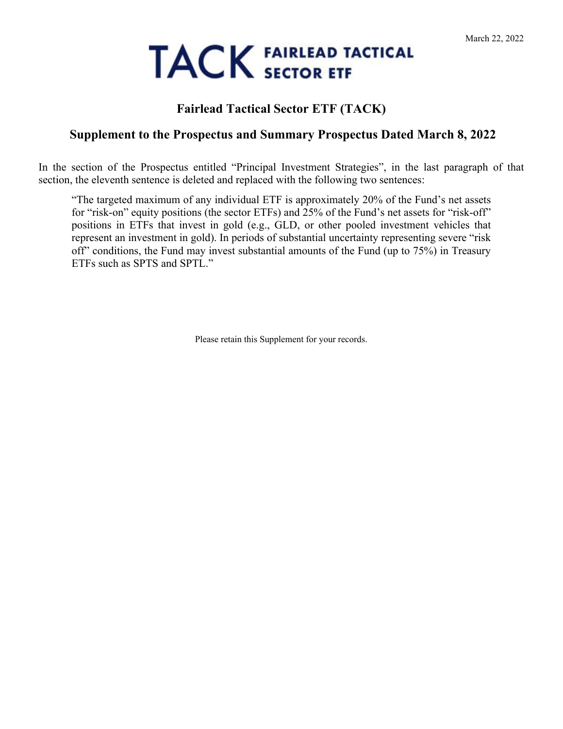March 22, 2022

TACK FAIRLEAD TACTICAL SECTOR ETF

## Fairlead Tactical Sector ETF (TACK)

## Supplement to the Prospectus and Summary Prospectus Dated March 8, 2022

In the section of the Prospectus entitled "Principal Investment Strategies", in the last paragraph of that section, the eleventh sentence is deleted and replaced with the following two sentences:

> "The targeted maximum of any individual ETF is approximately 20% of the Fund's net assets for "risk-on" equity positions (the sector ETFs) and 25% of the Fund's net assets for "risk-off" positions in ETFs that invest in gold (e.g., GLD, or other pooled investment vehicles that represent an investment in gold). In periods of substantial uncertainty representing severe "risk off" conditions, the Fund may invest substantial amounts of the Fund (up to 75%) in Treasury ETFs such as SPTS and SPTL."

Please retain this Supplement for your records.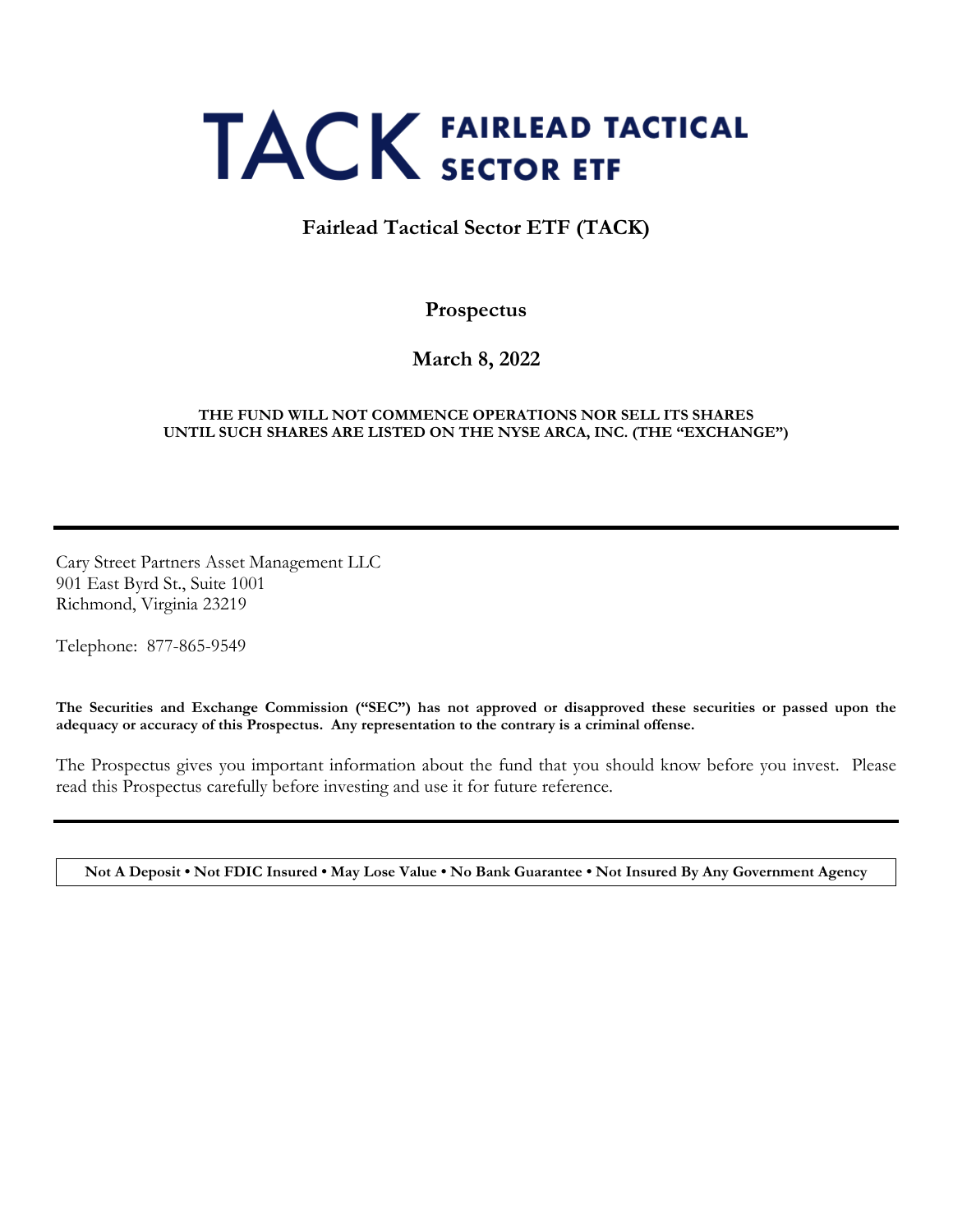# TACK FAIRLEAD TACTICAL SECTOR ETF

## Fairlead Tactical Sector ETF (TACK)

## Prospectus

## March 8, 2022

**THE FUND WILL NOT COMMENCE OPERATIONS NOR SELL ITS SHARES UNTIL SUCH SHARES ARE LISTED ON THE NYSE ARCA, INC. (THE "EXCHANGE")**

---

Cary Street Partners Asset Management LLC
901 East Byrd St., Suite 1001
Richmond, Virginia 23219

Telephone: 877-865-9549

**The Securities and Exchange Commission ("SEC") has not approved or disapproved these securities or passed upon the adequacy or accuracy of this Prospectus. Any representation to the contrary is a criminal offense.**

The Prospectus gives you important information about the fund that you should know before you invest. Please read this Prospectus carefully before investing and use it for future reference.

---

**Not A Deposit • Not FDIC Insured • May Lose Value • No Bank Guarantee • Not Insured By Any Government Agency**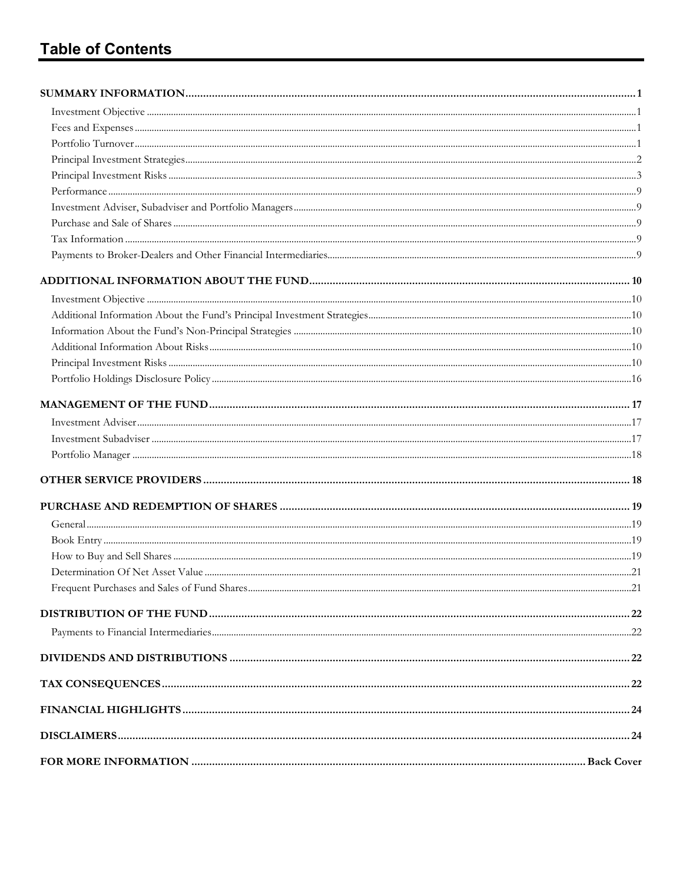# Table of Contents

| | |
|---|---|
| **SUMMARY INFORMATION** | **1** |
| Investment Objective | 1 |
| Fees and Expenses | 1 |
| Portfolio Turnover | 1 |
| Principal Investment Strategies | 2 |
| Principal Investment Risks | 3 |
| Performance | 9 |
| Investment Adviser, Subadviser and Portfolio Managers | 9 |
| Purchase and Sale of Shares | 9 |
| Tax Information | 9 |
| Payments to Broker-Dealers and Other Financial Intermediaries | 9 |
| **ADDITIONAL INFORMATION ABOUT THE FUND** | **10** |
| Investment Objective | 10 |
| Additional Information About the Fund's Principal Investment Strategies | 10 |
| Information About the Fund's Non-Principal Strategies | 10 |
| Additional Information About Risks | 10 |
| Principal Investment Risks | 10 |
| Portfolio Holdings Disclosure Policy | 16 |
| **MANAGEMENT OF THE FUND** | **17** |
| Investment Adviser | 17 |
| Investment Subadviser | 17 |
| Portfolio Manager | 18 |
| **OTHER SERVICE PROVIDERS** | **18** |
| **PURCHASE AND REDEMPTION OF SHARES** | **19** |
| General | 19 |
| Book Entry | 19 |
| How to Buy and Sell Shares | 19 |
| Determination Of Net Asset Value | 21 |
| Frequent Purchases and Sales of Fund Shares | 21 |
| **DISTRIBUTION OF THE FUND** | **22** |
| Payments to Financial Intermediaries | 22 |
| **DIVIDENDS AND DISTRIBUTIONS** | **22** |
| **TAX CONSEQUENCES** | **22** |
| **FINANCIAL HIGHLIGHTS** | **24** |
| **DISCLAIMERS** | **24** |
| **FOR MORE INFORMATION** | **Back Cover** |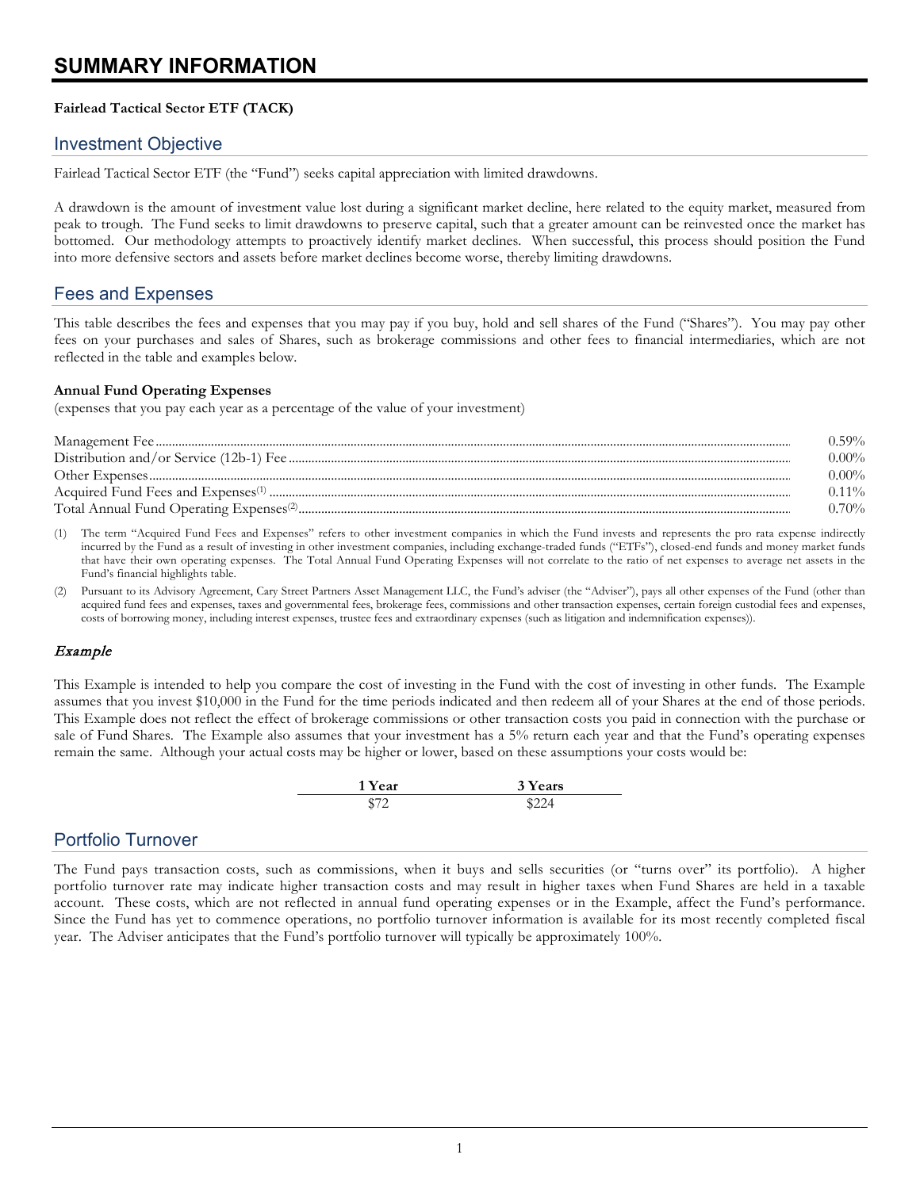# SUMMARY INFORMATION

**Fairlead Tactical Sector ETF (TACK)**

## Investment Objective

Fairlead Tactical Sector ETF (the "Fund") seeks capital appreciation with limited drawdowns.

A drawdown is the amount of investment value lost during a significant market decline, here related to the equity market, measured from peak to trough. The Fund seeks to limit drawdowns to preserve capital, such that a greater amount can be reinvested once the market has bottomed. Our methodology attempts to proactively identify market declines. When successful, this process should position the Fund into more defensive sectors and assets before market declines become worse, thereby limiting drawdowns.

## Fees and Expenses

This table describes the fees and expenses that you may pay if you buy, hold and sell shares of the Fund ("Shares"). You may pay other fees on your purchases and sales of Shares, such as brokerage commissions and other fees to financial intermediaries, which are not reflected in the table and examples below.

**Annual Fund Operating Expenses**
(expenses that you pay each year as a percentage of the value of your investment)

| | |
|---|---|
| Management Fee | 0.59% |
| Distribution and/or Service (12b-1) Fee | 0.00% |
| Other Expenses | 0.00% |
| Acquired Fund Fees and Expenses[1] | 0.11% |
| Total Annual Fund Operating Expenses[2] | 0.70% |

(1) The term "Acquired Fund Fees and Expenses" refers to other investment companies in which the Fund invests and represents the pro rata expense indirectly incurred by the Fund as a result of investing in other investment companies, including exchange-traded funds ("ETFs"), closed-end funds and money market funds that have their own operating expenses. The Total Annual Fund Operating Expenses will not correlate to the ratio of net expenses to average net assets in the Fund's financial highlights table.

(2) Pursuant to its Advisory Agreement, Cary Street Partners Asset Management LLC, the Fund's adviser (the "Adviser"), pays all other expenses of the Fund (other than acquired fund fees and expenses, taxes and governmental fees, brokerage fees, commissions and other transaction expenses, certain foreign custodial fees and expenses, costs of borrowing money, including interest expenses, trustee fees and extraordinary expenses (such as litigation and indemnification expenses)).

### *Example*

This Example is intended to help you compare the cost of investing in the Fund with the cost of investing in other funds. The Example assumes that you invest $10,000 in the Fund for the time periods indicated and then redeem all of your Shares at the end of those periods. This Example does not reflect the effect of brokerage commissions or other transaction costs you paid in connection with the purchase or sale of Fund Shares. The Example also assumes that your investment has a 5% return each year and that the Fund's operating expenses remain the same. Although your actual costs may be higher or lower, based on these assumptions your costs would be:

| 1 Year | 3 Years |
|---|---|
| $72 | $224 |

## Portfolio Turnover

The Fund pays transaction costs, such as commissions, when it buys and sells securities (or "turns over" its portfolio). A higher portfolio turnover rate may indicate higher transaction costs and may result in higher taxes when Fund Shares are held in a taxable account. These costs, which are not reflected in annual fund operating expenses or in the Example, affect the Fund's performance. Since the Fund has yet to commence operations, no portfolio turnover information is available for its most recently completed fiscal year. The Adviser anticipates that the Fund's portfolio turnover will typically be approximately 100%.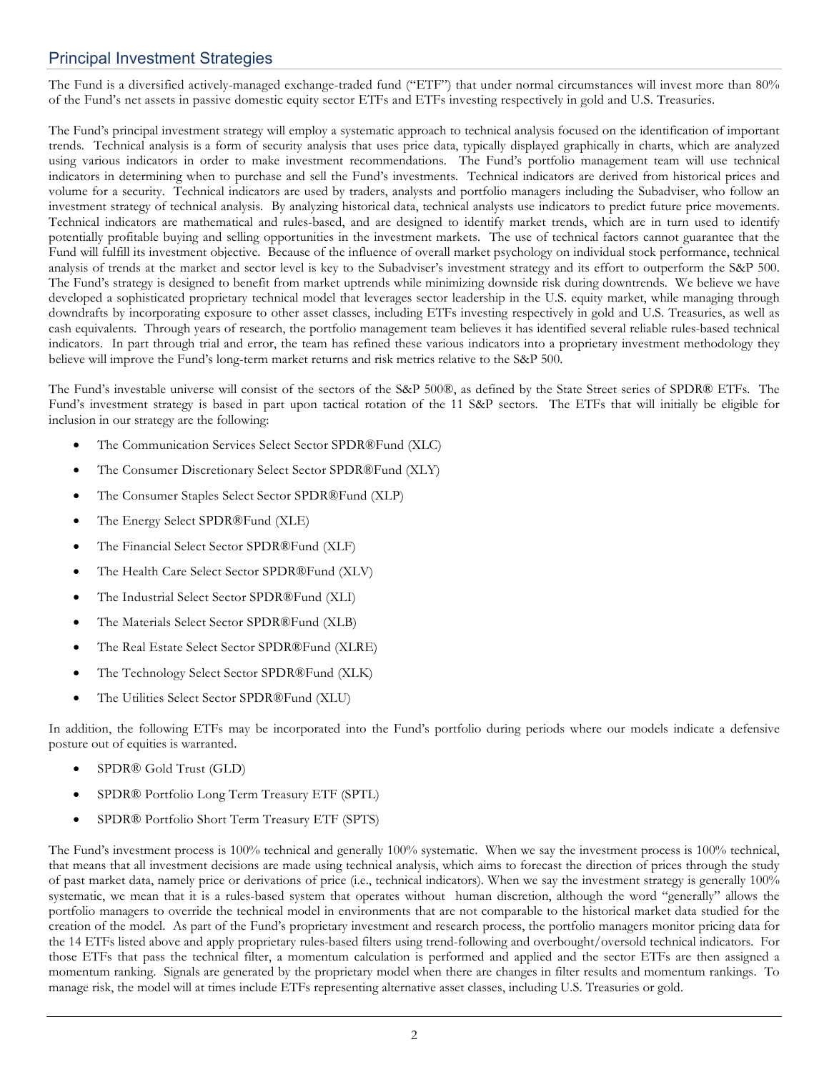## Principal Investment Strategies

The Fund is a diversified actively-managed exchange-traded fund ("ETF") that under normal circumstances will invest more than 80% of the Fund's net assets in passive domestic equity sector ETFs and ETFs investing respectively in gold and U.S. Treasuries.

The Fund's principal investment strategy will employ a systematic approach to technical analysis focused on the identification of important trends. Technical analysis is a form of security analysis that uses price data, typically displayed graphically in charts, which are analyzed using various indicators in order to make investment recommendations. The Fund's portfolio management team will use technical indicators in determining when to purchase and sell the Fund's investments. Technical indicators are derived from historical prices and volume for a security. Technical indicators are used by traders, analysts and portfolio managers including the Subadviser, who follow an investment strategy of technical analysis. By analyzing historical data, technical analysts use indicators to predict future price movements. Technical indicators are mathematical and rules-based, and are designed to identify market trends, which are in turn used to identify potentially profitable buying and selling opportunities in the investment markets. The use of technical factors cannot guarantee that the Fund will fulfill its investment objective. Because of the influence of overall market psychology on individual stock performance, technical analysis of trends at the market and sector level is key to the Subadviser's investment strategy and its effort to outperform the S&P 500. The Fund's strategy is designed to benefit from market uptrends while minimizing downside risk during downtrends. We believe we have developed a sophisticated proprietary technical model that leverages sector leadership in the U.S. equity market, while managing through downdrafts by incorporating exposure to other asset classes, including ETFs investing respectively in gold and U.S. Treasuries, as well as cash equivalents. Through years of research, the portfolio management team believes it has identified several reliable rules-based technical indicators. In part through trial and error, the team has refined these various indicators into a proprietary investment methodology they believe will improve the Fund's long-term market returns and risk metrics relative to the S&P 500.

The Fund's investable universe will consist of the sectors of the S&P 500®, as defined by the State Street series of SPDR® ETFs. The Fund's investment strategy is based in part upon tactical rotation of the 11 S&P sectors. The ETFs that will initially be eligible for inclusion in our strategy are the following:

- The Communication Services Select Sector SPDR®Fund (XLC)
- The Consumer Discretionary Select Sector SPDR®Fund (XLY)
- The Consumer Staples Select Sector SPDR®Fund (XLP)
- The Energy Select SPDR®Fund (XLE)
- The Financial Select Sector SPDR®Fund (XLF)
- The Health Care Select Sector SPDR®Fund (XLV)
- The Industrial Select Sector SPDR®Fund (XLI)
- The Materials Select Sector SPDR®Fund (XLB)
- The Real Estate Select Sector SPDR®Fund (XLRE)
- The Technology Select Sector SPDR®Fund (XLK)
- The Utilities Select Sector SPDR®Fund (XLU)

In addition, the following ETFs may be incorporated into the Fund's portfolio during periods where our models indicate a defensive posture out of equities is warranted.

- SPDR® Gold Trust (GLD)
- SPDR® Portfolio Long Term Treasury ETF (SPTL)
- SPDR® Portfolio Short Term Treasury ETF (SPTS)

The Fund's investment process is 100% technical and generally 100% systematic. When we say the investment process is 100% technical, that means that all investment decisions are made using technical analysis, which aims to forecast the direction of prices through the study of past market data, namely price or derivations of price (i.e., technical indicators). When we say the investment strategy is generally 100% systematic, we mean that it is a rules-based system that operates without human discretion, although the word "generally" allows the portfolio managers to override the technical model in environments that are not comparable to the historical market data studied for the creation of the model. As part of the Fund's proprietary investment and research process, the portfolio managers monitor pricing data for the 14 ETFs listed above and apply proprietary rules-based filters using trend-following and overbought/oversold technical indicators. For those ETFs that pass the technical filter, a momentum calculation is performed and applied and the sector ETFs are then assigned a momentum ranking. Signals are generated by the proprietary model when there are changes in filter results and momentum rankings. To manage risk, the model will at times include ETFs representing alternative asset classes, including U.S. Treasuries or gold.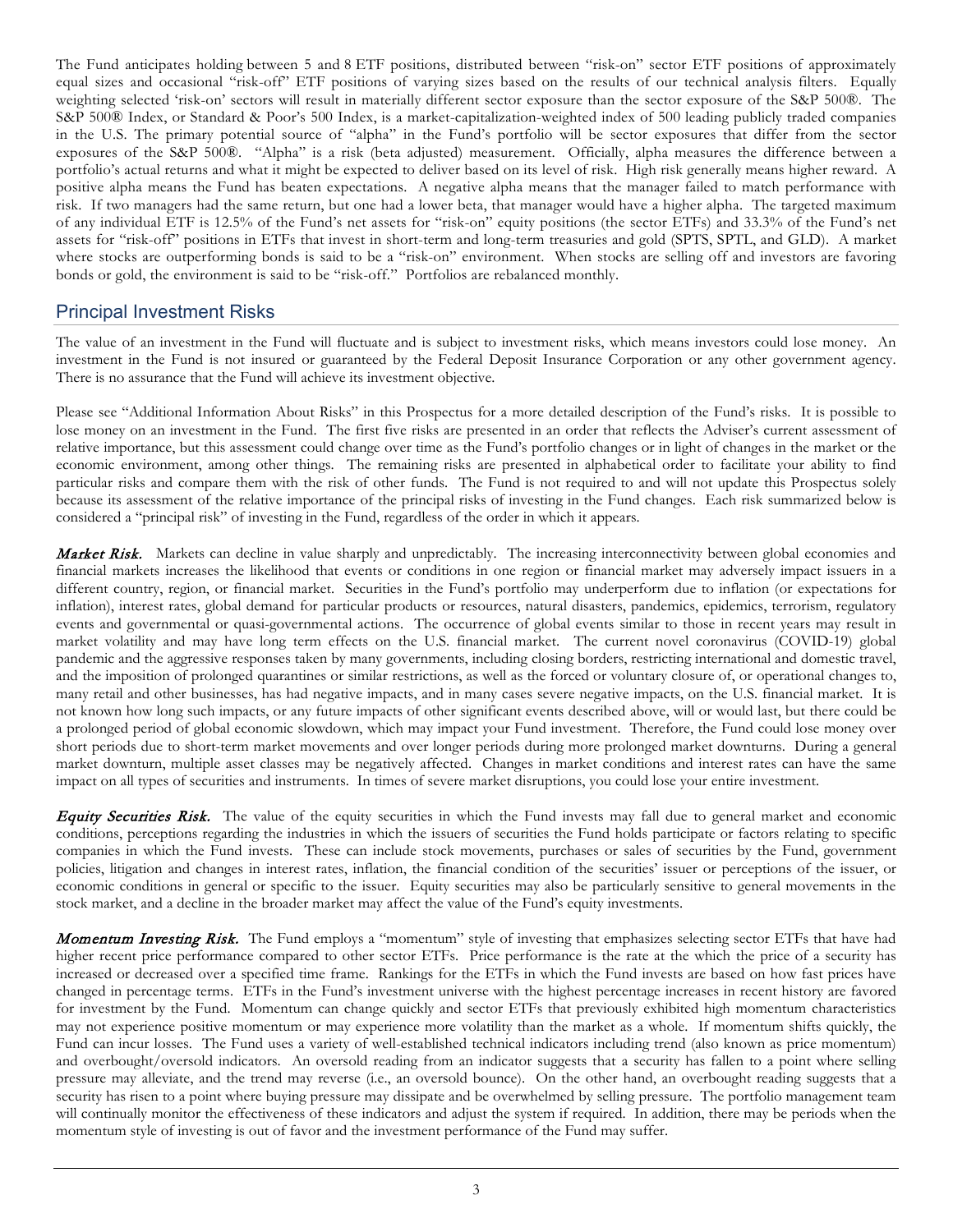The Fund anticipates holding between 5 and 8 ETF positions, distributed between "risk-on" sector ETF positions of approximately equal sizes and occasional "risk-off" ETF positions of varying sizes based on the results of our technical analysis filters. Equally weighting selected 'risk-on' sectors will result in materially different sector exposure than the sector exposure of the S&P 500®. The S&P 500® Index, or Standard & Poor's 500 Index, is a market-capitalization-weighted index of 500 leading publicly traded companies in the U.S. The primary potential source of "alpha" in the Fund's portfolio will be sector exposures that differ from the sector exposures of the S&P 500®. "Alpha" is a risk (beta adjusted) measurement. Officially, alpha measures the difference between a portfolio's actual returns and what it might be expected to deliver based on its level of risk. High risk generally means higher reward. A positive alpha means the Fund has beaten expectations. A negative alpha means that the manager failed to match performance with risk. If two managers had the same return, but one had a lower beta, that manager would have a higher alpha. The targeted maximum of any individual ETF is 12.5% of the Fund's net assets for "risk-on" equity positions (the sector ETFs) and 33.3% of the Fund's net assets for "risk-off" positions in ETFs that invest in short-term and long-term treasuries and gold (SPTS, SPTL, and GLD). A market where stocks are outperforming bonds is said to be a "risk-on" environment. When stocks are selling off and investors are favoring bonds or gold, the environment is said to be "risk-off." Portfolios are rebalanced monthly.

## Principal Investment Risks

The value of an investment in the Fund will fluctuate and is subject to investment risks, which means investors could lose money. An investment in the Fund is not insured or guaranteed by the Federal Deposit Insurance Corporation or any other government agency. There is no assurance that the Fund will achieve its investment objective.

Please see "Additional Information About Risks" in this Prospectus for a more detailed description of the Fund's risks. It is possible to lose money on an investment in the Fund. The first five risks are presented in an order that reflects the Adviser's current assessment of relative importance, but this assessment could change over time as the Fund's portfolio changes or in light of changes in the market or the economic environment, among other things. The remaining risks are presented in alphabetical order to facilitate your ability to find particular risks and compare them with the risk of other funds. The Fund is not required to and will not update this Prospectus solely because its assessment of the relative importance of the principal risks of investing in the Fund changes. Each risk summarized below is considered a "principal risk" of investing in the Fund, regardless of the order in which it appears.

***Market Risk.*** Markets can decline in value sharply and unpredictably. The increasing interconnectivity between global economies and financial markets increases the likelihood that events or conditions in one region or financial market may adversely impact issuers in a different country, region, or financial market. Securities in the Fund's portfolio may underperform due to inflation (or expectations for inflation), interest rates, global demand for particular products or resources, natural disasters, pandemics, epidemics, terrorism, regulatory events and governmental or quasi-governmental actions. The occurrence of global events similar to those in recent years may result in market volatility and may have long term effects on the U.S. financial market. The current novel coronavirus (COVID-19) global pandemic and the aggressive responses taken by many governments, including closing borders, restricting international and domestic travel, and the imposition of prolonged quarantines or similar restrictions, as well as the forced or voluntary closure of, or operational changes to, many retail and other businesses, has had negative impacts, and in many cases severe negative impacts, on the U.S. financial market. It is not known how long such impacts, or any future impacts of other significant events described above, will or would last, but there could be a prolonged period of global economic slowdown, which may impact your Fund investment. Therefore, the Fund could lose money over short periods due to short-term market movements and over longer periods during more prolonged market downturns. During a general market downturn, multiple asset classes may be negatively affected. Changes in market conditions and interest rates can have the same impact on all types of securities and instruments. In times of severe market disruptions, you could lose your entire investment.

***Equity Securities Risk.*** The value of the equity securities in which the Fund invests may fall due to general market and economic conditions, perceptions regarding the industries in which the issuers of securities the Fund holds participate or factors relating to specific companies in which the Fund invests. These can include stock movements, purchases or sales of securities by the Fund, government policies, litigation and changes in interest rates, inflation, the financial condition of the securities' issuer or perceptions of the issuer, or economic conditions in general or specific to the issuer. Equity securities may also be particularly sensitive to general movements in the stock market, and a decline in the broader market may affect the value of the Fund's equity investments.

***Momentum Investing Risk.*** The Fund employs a "momentum" style of investing that emphasizes selecting sector ETFs that have had higher recent price performance compared to other sector ETFs. Price performance is the rate at the which the price of a security has increased or decreased over a specified time frame. Rankings for the ETFs in which the Fund invests are based on how fast prices have changed in percentage terms. ETFs in the Fund's investment universe with the highest percentage increases in recent history are favored for investment by the Fund. Momentum can change quickly and sector ETFs that previously exhibited high momentum characteristics may not experience positive momentum or may experience more volatility than the market as a whole. If momentum shifts quickly, the Fund can incur losses. The Fund uses a variety of well-established technical indicators including trend (also known as price momentum) and overbought/oversold indicators. An oversold reading from an indicator suggests that a security has fallen to a point where selling pressure may alleviate, and the trend may reverse (i.e., an oversold bounce). On the other hand, an overbought reading suggests that a security has risen to a point where buying pressure may dissipate and be overwhelmed by selling pressure. The portfolio management team will continually monitor the effectiveness of these indicators and adjust the system if required. In addition, there may be periods when the momentum style of investing is out of favor and the investment performance of the Fund may suffer.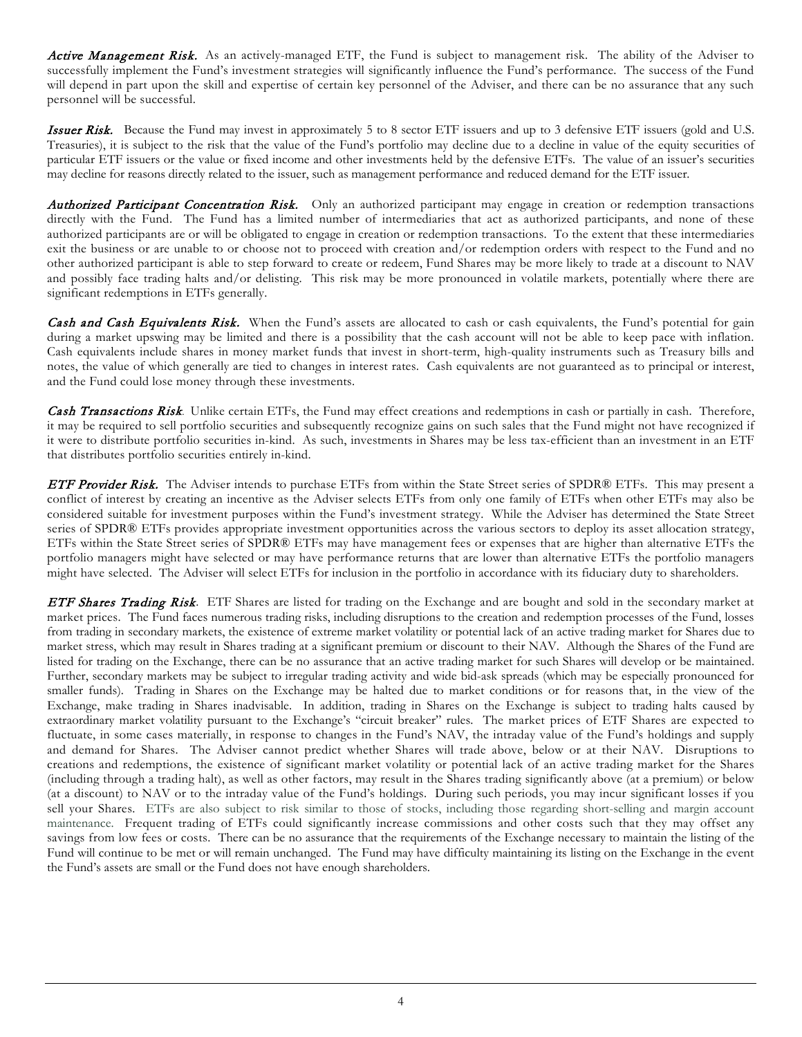***Active Management Risk.*** As an actively-managed ETF, the Fund is subject to management risk. The ability of the Adviser to successfully implement the Fund's investment strategies will significantly influence the Fund's performance. The success of the Fund will depend in part upon the skill and expertise of certain key personnel of the Adviser, and there can be no assurance that any such personnel will be successful.

***Issuer Risk.*** Because the Fund may invest in approximately 5 to 8 sector ETF issuers and up to 3 defensive ETF issuers (gold and U.S. Treasuries), it is subject to the risk that the value of the Fund's portfolio may decline due to a decline in value of the equity securities of particular ETF issuers or the value or fixed income and other investments held by the defensive ETFs. The value of an issuer's securities may decline for reasons directly related to the issuer, such as management performance and reduced demand for the ETF issuer.

***Authorized Participant Concentration Risk.*** Only an authorized participant may engage in creation or redemption transactions directly with the Fund. The Fund has a limited number of intermediaries that act as authorized participants, and none of these authorized participants are or will be obligated to engage in creation or redemption transactions. To the extent that these intermediaries exit the business or are unable to or choose not to proceed with creation and/or redemption orders with respect to the Fund and no other authorized participant is able to step forward to create or redeem, Fund Shares may be more likely to trade at a discount to NAV and possibly face trading halts and/or delisting. This risk may be more pronounced in volatile markets, potentially where there are significant redemptions in ETFs generally.

***Cash and Cash Equivalents Risk.*** When the Fund's assets are allocated to cash or cash equivalents, the Fund's potential for gain during a market upswing may be limited and there is a possibility that the cash account will not be able to keep pace with inflation. Cash equivalents include shares in money market funds that invest in short-term, high-quality instruments such as Treasury bills and notes, the value of which generally are tied to changes in interest rates. Cash equivalents are not guaranteed as to principal or interest, and the Fund could lose money through these investments.

***Cash Transactions Risk***. Unlike certain ETFs, the Fund may effect creations and redemptions in cash or partially in cash. Therefore, it may be required to sell portfolio securities and subsequently recognize gains on such sales that the Fund might not have recognized if it were to distribute portfolio securities in-kind. As such, investments in Shares may be less tax-efficient than an investment in an ETF that distributes portfolio securities entirely in-kind.

***ETF Provider Risk.*** The Adviser intends to purchase ETFs from within the State Street series of SPDR® ETFs. This may present a conflict of interest by creating an incentive as the Adviser selects ETFs from only one family of ETFs when other ETFs may also be considered suitable for investment purposes within the Fund's investment strategy. While the Adviser has determined the State Street series of SPDR® ETFs provides appropriate investment opportunities across the various sectors to deploy its asset allocation strategy, ETFs within the State Street series of SPDR® ETFs may have management fees or expenses that are higher than alternative ETFs the portfolio managers might have selected or may have performance returns that are lower than alternative ETFs the portfolio managers might have selected. The Adviser will select ETFs for inclusion in the portfolio in accordance with its fiduciary duty to shareholders.

***ETF Shares Trading Risk***. ETF Shares are listed for trading on the Exchange and are bought and sold in the secondary market at market prices. The Fund faces numerous trading risks, including disruptions to the creation and redemption processes of the Fund, losses from trading in secondary markets, the existence of extreme market volatility or potential lack of an active trading market for Shares due to market stress, which may result in Shares trading at a significant premium or discount to their NAV. Although the Shares of the Fund are listed for trading on the Exchange, there can be no assurance that an active trading market for such Shares will develop or be maintained. Further, secondary markets may be subject to irregular trading activity and wide bid-ask spreads (which may be especially pronounced for smaller funds). Trading in Shares on the Exchange may be halted due to market conditions or for reasons that, in the view of the Exchange, make trading in Shares inadvisable. In addition, trading in Shares on the Exchange is subject to trading halts caused by extraordinary market volatility pursuant to the Exchange's "circuit breaker" rules. The market prices of ETF Shares are expected to fluctuate, in some cases materially, in response to changes in the Fund's NAV, the intraday value of the Fund's holdings and supply and demand for Shares. The Adviser cannot predict whether Shares will trade above, below or at their NAV. Disruptions to creations and redemptions, the existence of significant market volatility or potential lack of an active trading market for the Shares (including through a trading halt), as well as other factors, may result in the Shares trading significantly above (at a premium) or below (at a discount) to NAV or to the intraday value of the Fund's holdings. During such periods, you may incur significant losses if you sell your Shares. ETFs are also subject to risk similar to those of stocks, including those regarding short-selling and margin account maintenance. Frequent trading of ETFs could significantly increase commissions and other costs such that they may offset any savings from low fees or costs. There can be no assurance that the requirements of the Exchange necessary to maintain the listing of the Fund will continue to be met or will remain unchanged. The Fund may have difficulty maintaining its listing on the Exchange in the event the Fund's assets are small or the Fund does not have enough shareholders.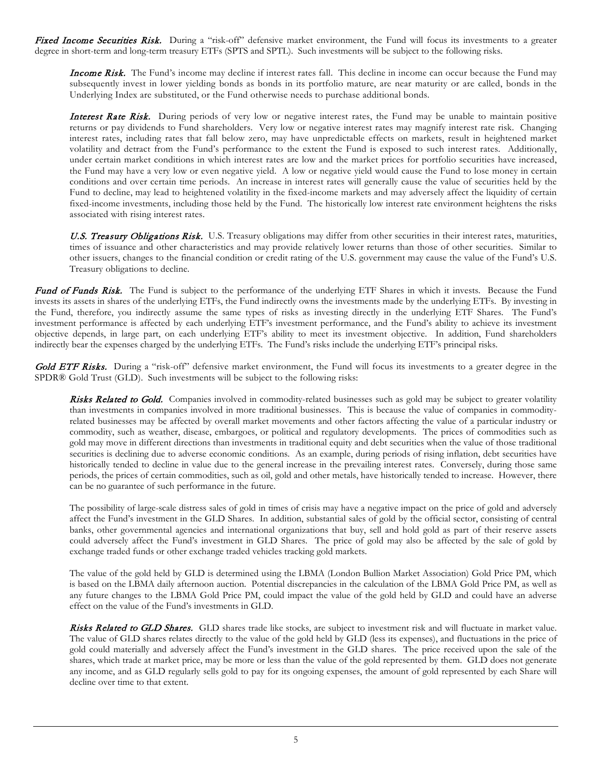***Fixed Income Securities Risk.*** During a "risk-off" defensive market environment, the Fund will focus its investments to a greater degree in short-term and long-term treasury ETFs (SPTS and SPTL). Such investments will be subject to the following risks.

> ***Income Risk.*** The Fund's income may decline if interest rates fall. This decline in income can occur because the Fund may subsequently invest in lower yielding bonds as bonds in its portfolio mature, are near maturity or are called, bonds in the Underlying Index are substituted, or the Fund otherwise needs to purchase additional bonds.
>
> ***Interest Rate Risk.*** During periods of very low or negative interest rates, the Fund may be unable to maintain positive returns or pay dividends to Fund shareholders. Very low or negative interest rates may magnify interest rate risk. Changing interest rates, including rates that fall below zero, may have unpredictable effects on markets, result in heightened market volatility and detract from the Fund's performance to the extent the Fund is exposed to such interest rates. Additionally, under certain market conditions in which interest rates are low and the market prices for portfolio securities have increased, the Fund may have a very low or even negative yield. A low or negative yield would cause the Fund to lose money in certain conditions and over certain time periods. An increase in interest rates will generally cause the value of securities held by the Fund to decline, may lead to heightened volatility in the fixed-income markets and may adversely affect the liquidity of certain fixed-income investments, including those held by the Fund. The historically low interest rate environment heightens the risks associated with rising interest rates.
>
> ***U.S. Treasury Obligations Risk.*** U.S. Treasury obligations may differ from other securities in their interest rates, maturities, times of issuance and other characteristics and may provide relatively lower returns than those of other securities. Similar to other issuers, changes to the financial condition or credit rating of the U.S. government may cause the value of the Fund's U.S. Treasury obligations to decline.

***Fund of Funds Risk.*** The Fund is subject to the performance of the underlying ETF Shares in which it invests. Because the Fund invests its assets in shares of the underlying ETFs, the Fund indirectly owns the investments made by the underlying ETFs. By investing in the Fund, therefore, you indirectly assume the same types of risks as investing directly in the underlying ETF Shares. The Fund's investment performance is affected by each underlying ETF's investment performance, and the Fund's ability to achieve its investment objective depends, in large part, on each underlying ETF's ability to meet its investment objective. In addition, Fund shareholders indirectly bear the expenses charged by the underlying ETFs. The Fund's risks include the underlying ETF's principal risks.

***Gold ETF Risks.*** During a "risk-off" defensive market environment, the Fund will focus its investments to a greater degree in the SPDR® Gold Trust (GLD). Such investments will be subject to the following risks:

> ***Risks Related to Gold.*** Companies involved in commodity-related businesses such as gold may be subject to greater volatility than investments in companies involved in more traditional businesses. This is because the value of companies in commodity-related businesses may be affected by overall market movements and other factors affecting the value of a particular industry or commodity, such as weather, disease, embargoes, or political and regulatory developments. The prices of commodities such as gold may move in different directions than investments in traditional equity and debt securities when the value of those traditional securities is declining due to adverse economic conditions. As an example, during periods of rising inflation, debt securities have historically tended to decline in value due to the general increase in the prevailing interest rates. Conversely, during those same periods, the prices of certain commodities, such as oil, gold and other metals, have historically tended to increase. However, there can be no guarantee of such performance in the future.
>
> The possibility of large-scale distress sales of gold in times of crisis may have a negative impact on the price of gold and adversely affect the Fund's investment in the GLD Shares. In addition, substantial sales of gold by the official sector, consisting of central banks, other governmental agencies and international organizations that buy, sell and hold gold as part of their reserve assets could adversely affect the Fund's investment in GLD Shares. The price of gold may also be affected by the sale of gold by exchange traded funds or other exchange traded vehicles tracking gold markets.
>
> The value of the gold held by GLD is determined using the LBMA (London Bullion Market Association) Gold Price PM, which is based on the LBMA daily afternoon auction. Potential discrepancies in the calculation of the LBMA Gold Price PM, as well as any future changes to the LBMA Gold Price PM, could impact the value of the gold held by GLD and could have an adverse effect on the value of the Fund's investments in GLD.
>
> ***Risks Related to GLD Shares.*** GLD shares trade like stocks, are subject to investment risk and will fluctuate in market value. The value of GLD shares relates directly to the value of the gold held by GLD (less its expenses), and fluctuations in the price of gold could materially and adversely affect the Fund's investment in the GLD shares. The price received upon the sale of the shares, which trade at market price, may be more or less than the value of the gold represented by them. GLD does not generate any income, and as GLD regularly sells gold to pay for its ongoing expenses, the amount of gold represented by each Share will decline over time to that extent.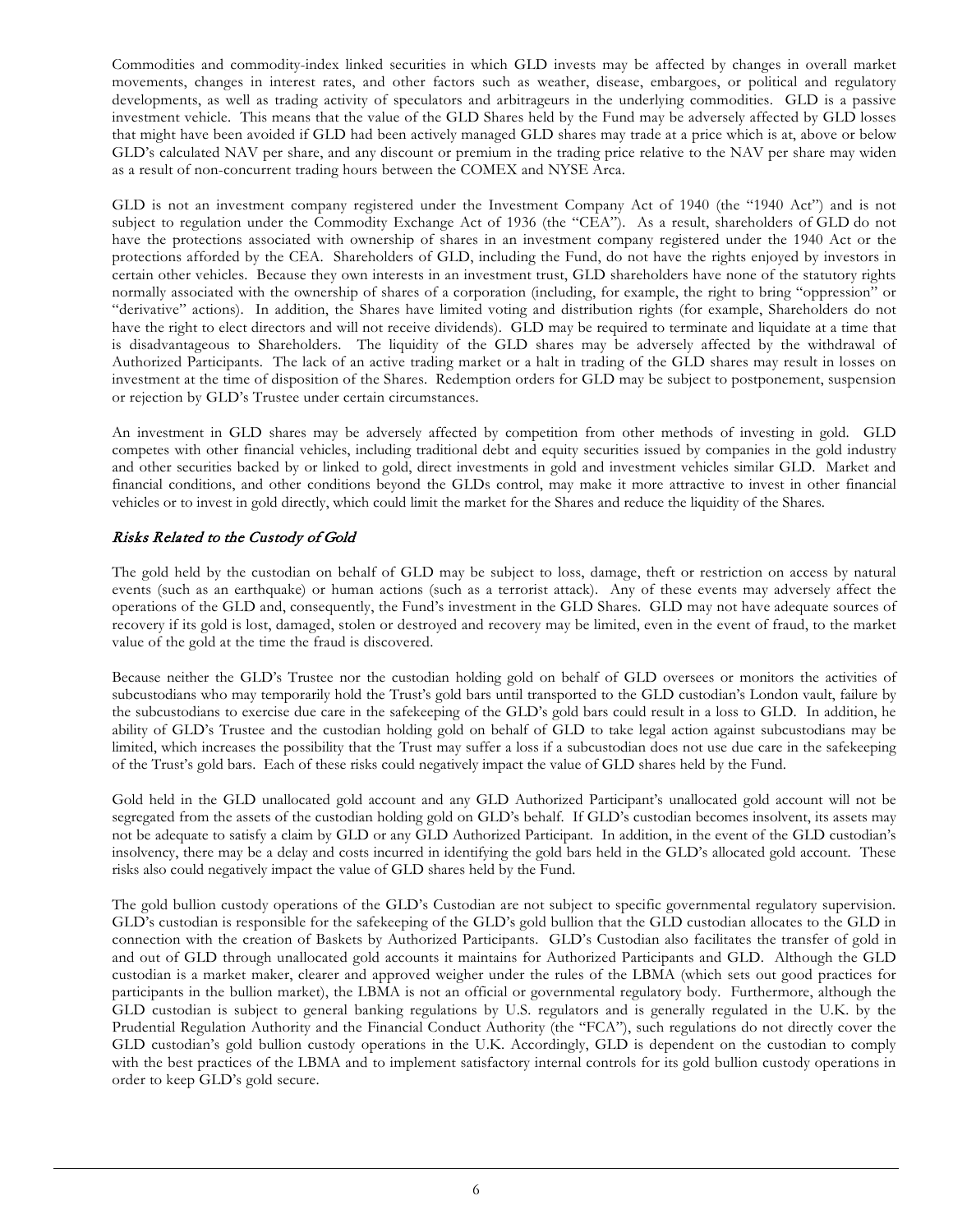Commodities and commodity-index linked securities in which GLD invests may be affected by changes in overall market movements, changes in interest rates, and other factors such as weather, disease, embargoes, or political and regulatory developments, as well as trading activity of speculators and arbitrageurs in the underlying commodities. GLD is a passive investment vehicle. This means that the value of the GLD Shares held by the Fund may be adversely affected by GLD losses that might have been avoided if GLD had been actively managed GLD shares may trade at a price which is at, above or below GLD's calculated NAV per share, and any discount or premium in the trading price relative to the NAV per share may widen as a result of non-concurrent trading hours between the COMEX and NYSE Arca.

GLD is not an investment company registered under the Investment Company Act of 1940 (the "1940 Act") and is not subject to regulation under the Commodity Exchange Act of 1936 (the "CEA"). As a result, shareholders of GLD do not have the protections associated with ownership of shares in an investment company registered under the 1940 Act or the protections afforded by the CEA. Shareholders of GLD, including the Fund, do not have the rights enjoyed by investors in certain other vehicles. Because they own interests in an investment trust, GLD shareholders have none of the statutory rights normally associated with the ownership of shares of a corporation (including, for example, the right to bring "oppression" or "derivative" actions). In addition, the Shares have limited voting and distribution rights (for example, Shareholders do not have the right to elect directors and will not receive dividends). GLD may be required to terminate and liquidate at a time that is disadvantageous to Shareholders. The liquidity of the GLD shares may be adversely affected by the withdrawal of Authorized Participants. The lack of an active trading market or a halt in trading of the GLD shares may result in losses on investment at the time of disposition of the Shares. Redemption orders for GLD may be subject to postponement, suspension or rejection by GLD's Trustee under certain circumstances.

An investment in GLD shares may be adversely affected by competition from other methods of investing in gold. GLD competes with other financial vehicles, including traditional debt and equity securities issued by companies in the gold industry and other securities backed by or linked to gold, direct investments in gold and investment vehicles similar GLD. Market and financial conditions, and other conditions beyond the GLDs control, may make it more attractive to invest in other financial vehicles or to invest in gold directly, which could limit the market for the Shares and reduce the liquidity of the Shares.

### *Risks Related to the Custody of Gold*

The gold held by the custodian on behalf of GLD may be subject to loss, damage, theft or restriction on access by natural events (such as an earthquake) or human actions (such as a terrorist attack). Any of these events may adversely affect the operations of the GLD and, consequently, the Fund's investment in the GLD Shares. GLD may not have adequate sources of recovery if its gold is lost, damaged, stolen or destroyed and recovery may be limited, even in the event of fraud, to the market value of the gold at the time the fraud is discovered.

Because neither the GLD's Trustee nor the custodian holding gold on behalf of GLD oversees or monitors the activities of subcustodians who may temporarily hold the Trust's gold bars until transported to the GLD custodian's London vault, failure by the subcustodians to exercise due care in the safekeeping of the GLD's gold bars could result in a loss to GLD. In addition, he ability of GLD's Trustee and the custodian holding gold on behalf of GLD to take legal action against subcustodians may be limited, which increases the possibility that the Trust may suffer a loss if a subcustodian does not use due care in the safekeeping of the Trust's gold bars. Each of these risks could negatively impact the value of GLD shares held by the Fund.

Gold held in the GLD unallocated gold account and any GLD Authorized Participant's unallocated gold account will not be segregated from the assets of the custodian holding gold on GLD's behalf. If GLD's custodian becomes insolvent, its assets may not be adequate to satisfy a claim by GLD or any GLD Authorized Participant. In addition, in the event of the GLD custodian's insolvency, there may be a delay and costs incurred in identifying the gold bars held in the GLD's allocated gold account. These risks also could negatively impact the value of GLD shares held by the Fund.

The gold bullion custody operations of the GLD's Custodian are not subject to specific governmental regulatory supervision. GLD's custodian is responsible for the safekeeping of the GLD's gold bullion that the GLD custodian allocates to the GLD in connection with the creation of Baskets by Authorized Participants. GLD's Custodian also facilitates the transfer of gold in and out of GLD through unallocated gold accounts it maintains for Authorized Participants and GLD. Although the GLD custodian is a market maker, clearer and approved weigher under the rules of the LBMA (which sets out good practices for participants in the bullion market), the LBMA is not an official or governmental regulatory body. Furthermore, although the GLD custodian is subject to general banking regulations by U.S. regulators and is generally regulated in the U.K. by the Prudential Regulation Authority and the Financial Conduct Authority (the "FCA"), such regulations do not directly cover the GLD custodian's gold bullion custody operations in the U.K. Accordingly, GLD is dependent on the custodian to comply with the best practices of the LBMA and to implement satisfactory internal controls for its gold bullion custody operations in order to keep GLD's gold secure.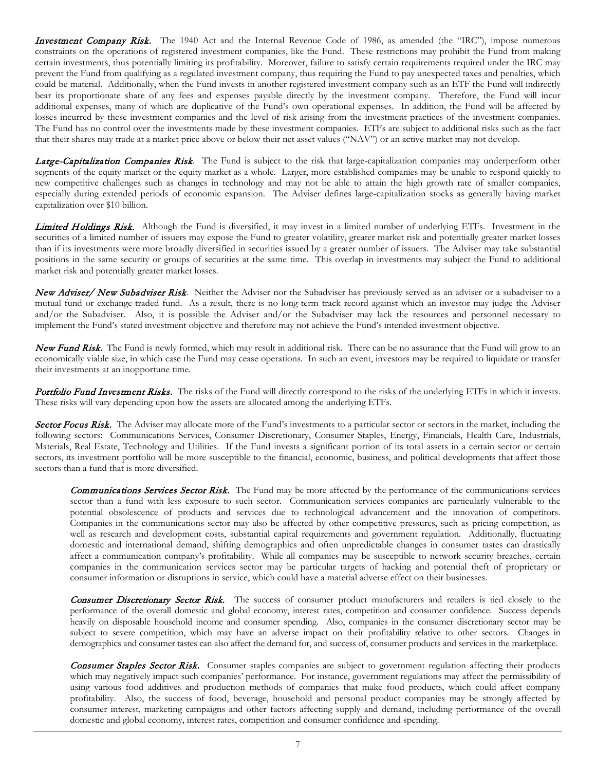***Investment Company Risk.*** The 1940 Act and the Internal Revenue Code of 1986, as amended (the "IRC"), impose numerous constraints on the operations of registered investment companies, like the Fund. These restrictions may prohibit the Fund from making certain investments, thus potentially limiting its profitability. Moreover, failure to satisfy certain requirements required under the IRC may prevent the Fund from qualifying as a regulated investment company, thus requiring the Fund to pay unexpected taxes and penalties, which could be material. Additionally, when the Fund invests in another registered investment company such as an ETF the Fund will indirectly bear its proportionate share of any fees and expenses payable directly by the investment company. Therefore, the Fund will incur additional expenses, many of which are duplicative of the Fund's own operational expenses. In addition, the Fund will be affected by losses incurred by these investment companies and the level of risk arising from the investment practices of the investment companies. The Fund has no control over the investments made by these investment companies. ETFs are subject to additional risks such as the fact that their shares may trade at a market price above or below their net asset values ("NAV") or an active market may not develop.

***Large-Capitalization Companies Risk***. The Fund is subject to the risk that large-capitalization companies may underperform other segments of the equity market or the equity market as a whole. Larger, more established companies may be unable to respond quickly to new competitive challenges such as changes in technology and may not be able to attain the high growth rate of smaller companies, especially during extended periods of economic expansion. The Adviser defines large-capitalization stocks as generally having market capitalization over $10 billion.

***Limited Holdings Risk.*** Although the Fund is diversified, it may invest in a limited number of underlying ETFs. Investment in the securities of a limited number of issuers may expose the Fund to greater volatility, greater market risk and potentially greater market losses than if its investments were more broadly diversified in securities issued by a greater number of issuers. The Adviser may take substantial positions in the same security or groups of securities at the same time. This overlap in investments may subject the Fund to additional market risk and potentially greater market losses.

***New Adviser/ New Subadviser Risk***. Neither the Adviser nor the Subadviser has previously served as an adviser or a subadviser to a mutual fund or exchange-traded fund. As a result, there is no long-term track record against which an investor may judge the Adviser and/or the Subadviser. Also, it is possible the Adviser and/or the Subadviser may lack the resources and personnel necessary to implement the Fund's stated investment objective and therefore may not achieve the Fund's intended investment objective.

***New Fund Risk.*** The Fund is newly formed, which may result in additional risk. There can be no assurance that the Fund will grow to an economically viable size, in which case the Fund may cease operations. In such an event, investors may be required to liquidate or transfer their investments at an inopportune time.

***Portfolio Fund Investment Risks.*** The risks of the Fund will directly correspond to the risks of the underlying ETFs in which it invests. These risks will vary depending upon how the assets are allocated among the underlying ETFs.

***Sector Focus Risk.*** The Adviser may allocate more of the Fund's investments to a particular sector or sectors in the market, including the following sectors: Communications Services, Consumer Discretionary, Consumer Staples, Energy, Financials, Health Care, Industrials, Materials, Real Estate, Technology and Utilities. If the Fund invests a significant portion of its total assets in a certain sector or certain sectors, its investment portfolio will be more susceptible to the financial, economic, business, and political developments that affect those sectors than a fund that is more diversified.

> ***Communications Services Sector Risk.*** The Fund may be more affected by the performance of the communications services sector than a fund with less exposure to such sector. Communication services companies are particularly vulnerable to the potential obsolescence of products and services due to technological advancement and the innovation of competitors. Companies in the communications sector may also be affected by other competitive pressures, such as pricing competition, as well as research and development costs, substantial capital requirements and government regulation. Additionally, fluctuating domestic and international demand, shifting demographics and often unpredictable changes in consumer tastes can drastically affect a communication company's profitability. While all companies may be susceptible to network security breaches, certain companies in the communication services sector may be particular targets of hacking and potential theft of proprietary or consumer information or disruptions in service, which could have a material adverse effect on their businesses.
>
> ***Consumer Discretionary Sector Risk.*** The success of consumer product manufacturers and retailers is tied closely to the performance of the overall domestic and global economy, interest rates, competition and consumer confidence. Success depends heavily on disposable household income and consumer spending. Also, companies in the consumer discretionary sector may be subject to severe competition, which may have an adverse impact on their profitability relative to other sectors. Changes in demographics and consumer tastes can also affect the demand for, and success of, consumer products and services in the marketplace.
>
> ***Consumer Staples Sector Risk.*** Consumer staples companies are subject to government regulation affecting their products which may negatively impact such companies' performance. For instance, government regulations may affect the permissibility of using various food additives and production methods of companies that make food products, which could affect company profitability. Also, the success of food, beverage, household and personal product companies may be strongly affected by consumer interest, marketing campaigns and other factors affecting supply and demand, including performance of the overall domestic and global economy, interest rates, competition and consumer confidence and spending.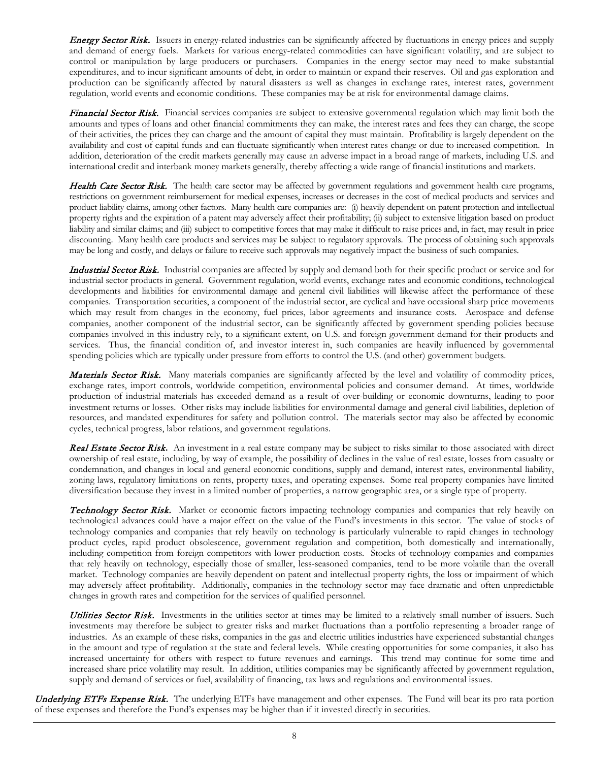***Energy Sector Risk.*** Issuers in energy-related industries can be significantly affected by fluctuations in energy prices and supply and demand of energy fuels. Markets for various energy-related commodities can have significant volatility, and are subject to control or manipulation by large producers or purchasers. Companies in the energy sector may need to make substantial expenditures, and to incur significant amounts of debt, in order to maintain or expand their reserves. Oil and gas exploration and production can be significantly affected by natural disasters as well as changes in exchange rates, interest rates, government regulation, world events and economic conditions. These companies may be at risk for environmental damage claims.

***Financial Sector Risk.*** Financial services companies are subject to extensive governmental regulation which may limit both the amounts and types of loans and other financial commitments they can make, the interest rates and fees they can charge, the scope of their activities, the prices they can charge and the amount of capital they must maintain. Profitability is largely dependent on the availability and cost of capital funds and can fluctuate significantly when interest rates change or due to increased competition. In addition, deterioration of the credit markets generally may cause an adverse impact in a broad range of markets, including U.S. and international credit and interbank money markets generally, thereby affecting a wide range of financial institutions and markets.

***Health Care Sector Risk.*** The health care sector may be affected by government regulations and government health care programs, restrictions on government reimbursement for medical expenses, increases or decreases in the cost of medical products and services and product liability claims, among other factors. Many health care companies are: (i) heavily dependent on patent protection and intellectual property rights and the expiration of a patent may adversely affect their profitability; (ii) subject to extensive litigation based on product liability and similar claims; and (iii) subject to competitive forces that may make it difficult to raise prices and, in fact, may result in price discounting. Many health care products and services may be subject to regulatory approvals. The process of obtaining such approvals may be long and costly, and delays or failure to receive such approvals may negatively impact the business of such companies.

***Industrial Sector Risk.*** Industrial companies are affected by supply and demand both for their specific product or service and for industrial sector products in general. Government regulation, world events, exchange rates and economic conditions, technological developments and liabilities for environmental damage and general civil liabilities will likewise affect the performance of these companies. Transportation securities, a component of the industrial sector, are cyclical and have occasional sharp price movements which may result from changes in the economy, fuel prices, labor agreements and insurance costs. Aerospace and defense companies, another component of the industrial sector, can be significantly affected by government spending policies because companies involved in this industry rely, to a significant extent, on U.S. and foreign government demand for their products and services. Thus, the financial condition of, and investor interest in, such companies are heavily influenced by governmental spending policies which are typically under pressure from efforts to control the U.S. (and other) government budgets.

***Materials Sector Risk.*** Many materials companies are significantly affected by the level and volatility of commodity prices, exchange rates, import controls, worldwide competition, environmental policies and consumer demand. At times, worldwide production of industrial materials has exceeded demand as a result of over-building or economic downturns, leading to poor investment returns or losses. Other risks may include liabilities for environmental damage and general civil liabilities, depletion of resources, and mandated expenditures for safety and pollution control. The materials sector may also be affected by economic cycles, technical progress, labor relations, and government regulations.

***Real Estate Sector Risk.*** An investment in a real estate company may be subject to risks similar to those associated with direct ownership of real estate, including, by way of example, the possibility of declines in the value of real estate, losses from casualty or condemnation, and changes in local and general economic conditions, supply and demand, interest rates, environmental liability, zoning laws, regulatory limitations on rents, property taxes, and operating expenses. Some real property companies have limited diversification because they invest in a limited number of properties, a narrow geographic area, or a single type of property.

***Technology Sector Risk.*** Market or economic factors impacting technology companies and companies that rely heavily on technological advances could have a major effect on the value of the Fund's investments in this sector. The value of stocks of technology companies and companies that rely heavily on technology is particularly vulnerable to rapid changes in technology product cycles, rapid product obsolescence, government regulation and competition, both domestically and internationally, including competition from foreign competitors with lower production costs. Stocks of technology companies and companies that rely heavily on technology, especially those of smaller, less-seasoned companies, tend to be more volatile than the overall market. Technology companies are heavily dependent on patent and intellectual property rights, the loss or impairment of which may adversely affect profitability. Additionally, companies in the technology sector may face dramatic and often unpredictable changes in growth rates and competition for the services of qualified personnel.

***Utilities Sector Risk.*** Investments in the utilities sector at times may be limited to a relatively small number of issuers. Such investments may therefore be subject to greater risks and market fluctuations than a portfolio representing a broader range of industries. As an example of these risks, companies in the gas and electric utilities industries have experienced substantial changes in the amount and type of regulation at the state and federal levels. While creating opportunities for some companies, it also has increased uncertainty for others with respect to future revenues and earnings. This trend may continue for some time and increased share price volatility may result. In addition, utilities companies may be significantly affected by government regulation, supply and demand of services or fuel, availability of financing, tax laws and regulations and environmental issues.

***Underlying ETFs Expense Risk.*** The underlying ETFs have management and other expenses. The Fund will bear its pro rata portion of these expenses and therefore the Fund's expenses may be higher than if it invested directly in securities.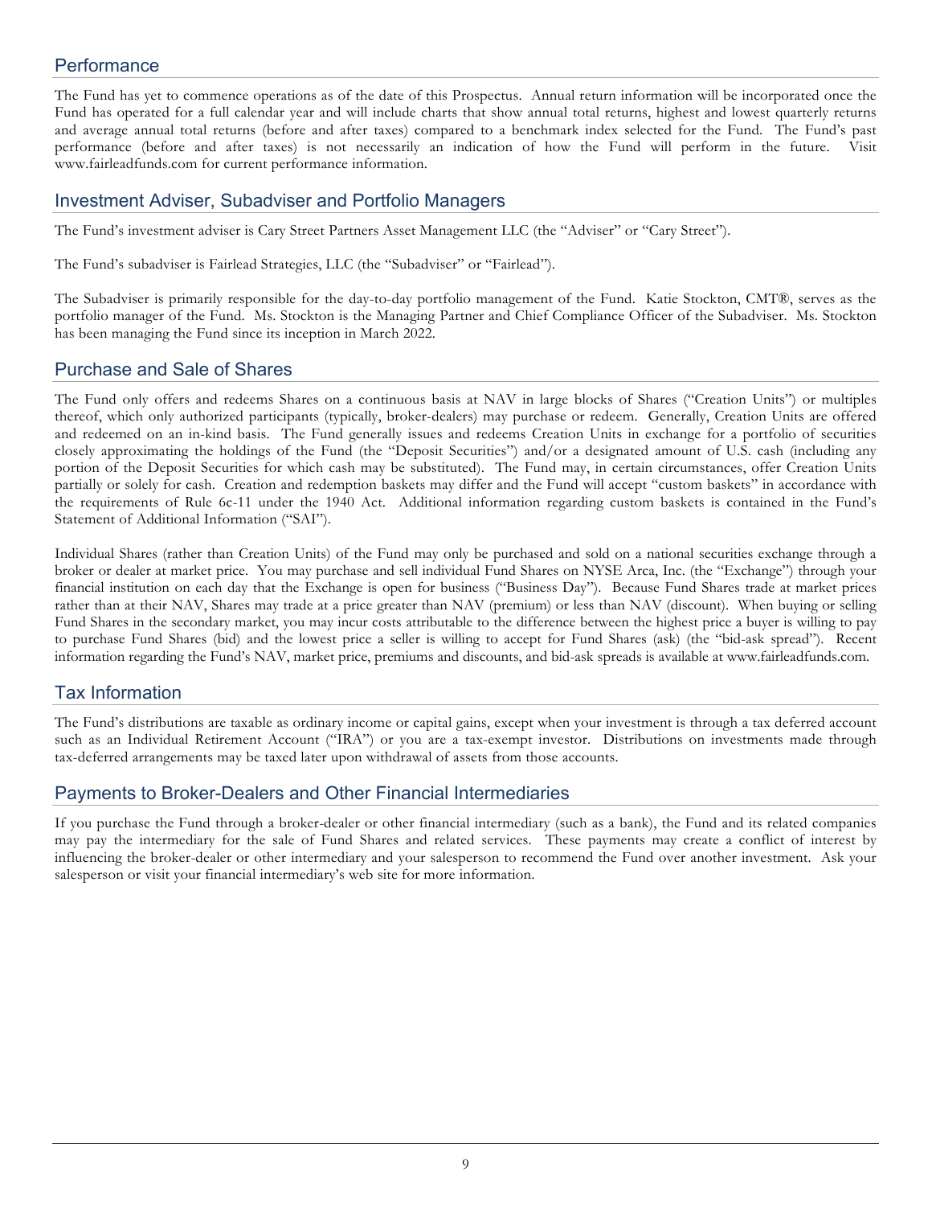## Performance

The Fund has yet to commence operations as of the date of this Prospectus. Annual return information will be incorporated once the Fund has operated for a full calendar year and will include charts that show annual total returns, highest and lowest quarterly returns and average annual total returns (before and after taxes) compared to a benchmark index selected for the Fund. The Fund's past performance (before and after taxes) is not necessarily an indication of how the Fund will perform in the future. Visit www.fairleadfunds.com for current performance information.

## Investment Adviser, Subadviser and Portfolio Managers

The Fund's investment adviser is Cary Street Partners Asset Management LLC (the "Adviser" or "Cary Street").

The Fund's subadviser is Fairlead Strategies, LLC (the "Subadviser" or "Fairlead").

The Subadviser is primarily responsible for the day-to-day portfolio management of the Fund. Katie Stockton, CMT®, serves as the portfolio manager of the Fund. Ms. Stockton is the Managing Partner and Chief Compliance Officer of the Subadviser. Ms. Stockton has been managing the Fund since its inception in March 2022.

## Purchase and Sale of Shares

The Fund only offers and redeems Shares on a continuous basis at NAV in large blocks of Shares ("Creation Units") or multiples thereof, which only authorized participants (typically, broker-dealers) may purchase or redeem. Generally, Creation Units are offered and redeemed on an in-kind basis. The Fund generally issues and redeems Creation Units in exchange for a portfolio of securities closely approximating the holdings of the Fund (the "Deposit Securities") and/or a designated amount of U.S. cash (including any portion of the Deposit Securities for which cash may be substituted). The Fund may, in certain circumstances, offer Creation Units partially or solely for cash. Creation and redemption baskets may differ and the Fund will accept "custom baskets" in accordance with the requirements of Rule 6c-11 under the 1940 Act. Additional information regarding custom baskets is contained in the Fund's Statement of Additional Information ("SAI").

Individual Shares (rather than Creation Units) of the Fund may only be purchased and sold on a national securities exchange through a broker or dealer at market price. You may purchase and sell individual Fund Shares on NYSE Arca, Inc. (the "Exchange") through your financial institution on each day that the Exchange is open for business ("Business Day"). Because Fund Shares trade at market prices rather than at their NAV, Shares may trade at a price greater than NAV (premium) or less than NAV (discount). When buying or selling Fund Shares in the secondary market, you may incur costs attributable to the difference between the highest price a buyer is willing to pay to purchase Fund Shares (bid) and the lowest price a seller is willing to accept for Fund Shares (ask) (the "bid-ask spread"). Recent information regarding the Fund's NAV, market price, premiums and discounts, and bid-ask spreads is available at www.fairleadfunds.com.

## Tax Information

The Fund's distributions are taxable as ordinary income or capital gains, except when your investment is through a tax deferred account such as an Individual Retirement Account ("IRA") or you are a tax-exempt investor. Distributions on investments made through tax-deferred arrangements may be taxed later upon withdrawal of assets from those accounts.

## Payments to Broker-Dealers and Other Financial Intermediaries

If you purchase the Fund through a broker-dealer or other financial intermediary (such as a bank), the Fund and its related companies may pay the intermediary for the sale of Fund Shares and related services. These payments may create a conflict of interest by influencing the broker-dealer or other intermediary and your salesperson to recommend the Fund over another investment. Ask your salesperson or visit your financial intermediary's web site for more information.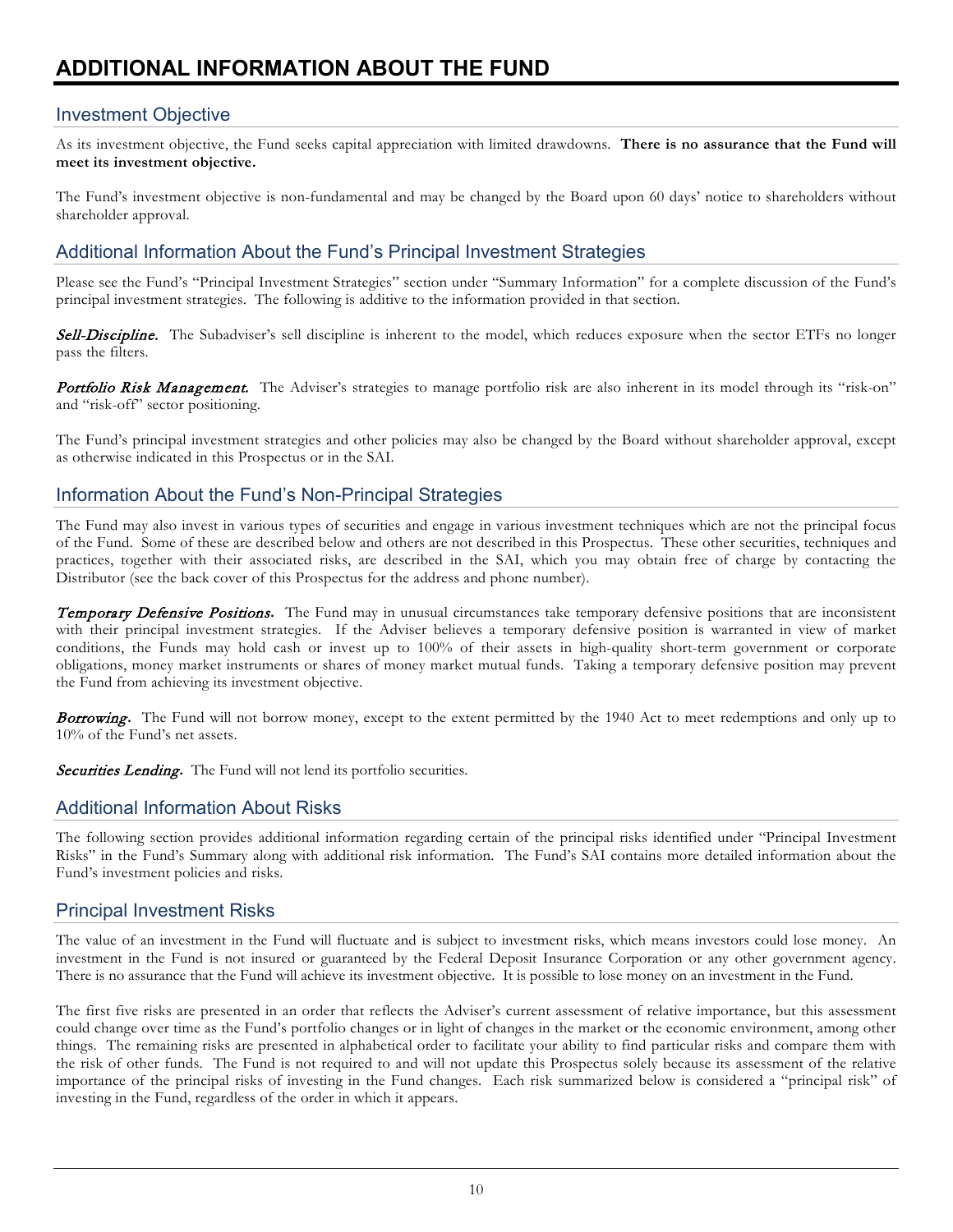# ADDITIONAL INFORMATION ABOUT THE FUND

## Investment Objective

As its investment objective, the Fund seeks capital appreciation with limited drawdowns. **There is no assurance that the Fund will meet its investment objective.**

The Fund's investment objective is non-fundamental and may be changed by the Board upon 60 days' notice to shareholders without shareholder approval.

## Additional Information About the Fund's Principal Investment Strategies

Please see the Fund's "Principal Investment Strategies" section under "Summary Information" for a complete discussion of the Fund's principal investment strategies. The following is additive to the information provided in that section.

***Sell-Discipline.*** The Subadviser's sell discipline is inherent to the model, which reduces exposure when the sector ETFs no longer pass the filters.

***Portfolio Risk Management.*** The Adviser's strategies to manage portfolio risk are also inherent in its model through its "risk-on" and "risk-off" sector positioning.

The Fund's principal investment strategies and other policies may also be changed by the Board without shareholder approval, except as otherwise indicated in this Prospectus or in the SAI.

## Information About the Fund's Non-Principal Strategies

The Fund may also invest in various types of securities and engage in various investment techniques which are not the principal focus of the Fund. Some of these are described below and others are not described in this Prospectus. These other securities, techniques and practices, together with their associated risks, are described in the SAI, which you may obtain free of charge by contacting the Distributor (see the back cover of this Prospectus for the address and phone number).

***Temporary Defensive Positions.*** The Fund may in unusual circumstances take temporary defensive positions that are inconsistent with their principal investment strategies. If the Adviser believes a temporary defensive position is warranted in view of market conditions, the Funds may hold cash or invest up to 100% of their assets in high-quality short-term government or corporate obligations, money market instruments or shares of money market mutual funds. Taking a temporary defensive position may prevent the Fund from achieving its investment objective.

***Borrowing.*** The Fund will not borrow money, except to the extent permitted by the 1940 Act to meet redemptions and only up to 10% of the Fund's net assets.

***Securities Lending.*** The Fund will not lend its portfolio securities.

## Additional Information About Risks

The following section provides additional information regarding certain of the principal risks identified under "Principal Investment Risks" in the Fund's Summary along with additional risk information. The Fund's SAI contains more detailed information about the Fund's investment policies and risks.

## Principal Investment Risks

The value of an investment in the Fund will fluctuate and is subject to investment risks, which means investors could lose money. An investment in the Fund is not insured or guaranteed by the Federal Deposit Insurance Corporation or any other government agency. There is no assurance that the Fund will achieve its investment objective. It is possible to lose money on an investment in the Fund.

The first five risks are presented in an order that reflects the Adviser's current assessment of relative importance, but this assessment could change over time as the Fund's portfolio changes or in light of changes in the market or the economic environment, among other things. The remaining risks are presented in alphabetical order to facilitate your ability to find particular risks and compare them with the risk of other funds. The Fund is not required to and will not update this Prospectus solely because its assessment of the relative importance of the principal risks of investing in the Fund changes. Each risk summarized below is considered a "principal risk" of investing in the Fund, regardless of the order in which it appears.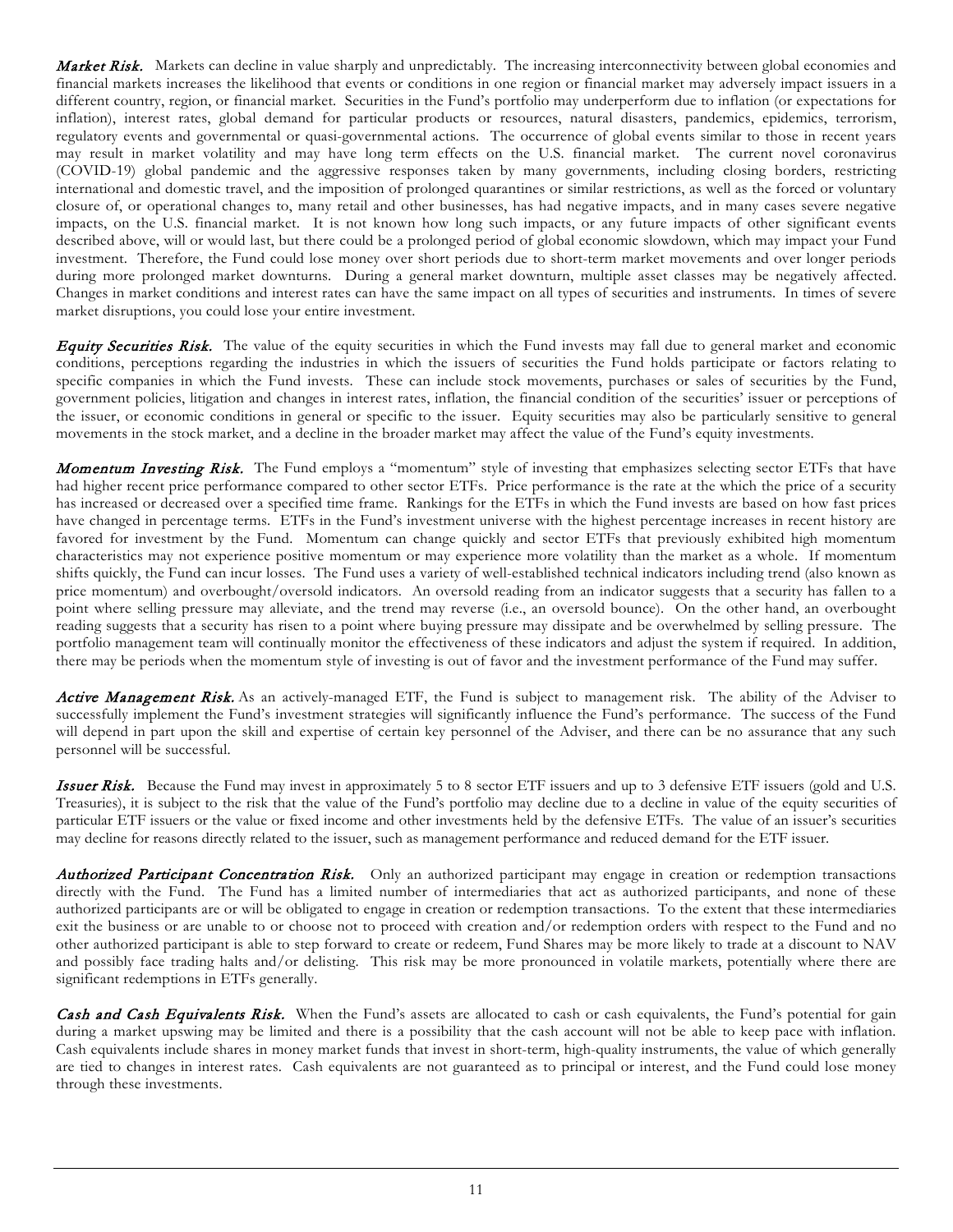***Market Risk.*** Markets can decline in value sharply and unpredictably. The increasing interconnectivity between global economies and financial markets increases the likelihood that events or conditions in one region or financial market may adversely impact issuers in a different country, region, or financial market. Securities in the Fund's portfolio may underperform due to inflation (or expectations for inflation), interest rates, global demand for particular products or resources, natural disasters, pandemics, epidemics, terrorism, regulatory events and governmental or quasi-governmental actions. The occurrence of global events similar to those in recent years may result in market volatility and may have long term effects on the U.S. financial market. The current novel coronavirus (COVID-19) global pandemic and the aggressive responses taken by many governments, including closing borders, restricting international and domestic travel, and the imposition of prolonged quarantines or similar restrictions, as well as the forced or voluntary closure of, or operational changes to, many retail and other businesses, has had negative impacts, and in many cases severe negative impacts, on the U.S. financial market. It is not known how long such impacts, or any future impacts of other significant events described above, will or would last, but there could be a prolonged period of global economic slowdown, which may impact your Fund investment. Therefore, the Fund could lose money over short periods due to short-term market movements and over longer periods during more prolonged market downturns. During a general market downturn, multiple asset classes may be negatively affected. Changes in market conditions and interest rates can have the same impact on all types of securities and instruments. In times of severe market disruptions, you could lose your entire investment.

***Equity Securities Risk.*** The value of the equity securities in which the Fund invests may fall due to general market and economic conditions, perceptions regarding the industries in which the issuers of securities the Fund holds participate or factors relating to specific companies in which the Fund invests. These can include stock movements, purchases or sales of securities by the Fund, government policies, litigation and changes in interest rates, inflation, the financial condition of the securities' issuer or perceptions of the issuer, or economic conditions in general or specific to the issuer. Equity securities may also be particularly sensitive to general movements in the stock market, and a decline in the broader market may affect the value of the Fund's equity investments.

***Momentum Investing Risk.*** The Fund employs a "momentum" style of investing that emphasizes selecting sector ETFs that have had higher recent price performance compared to other sector ETFs. Price performance is the rate at the which the price of a security has increased or decreased over a specified time frame. Rankings for the ETFs in which the Fund invests are based on how fast prices have changed in percentage terms. ETFs in the Fund's investment universe with the highest percentage increases in recent history are favored for investment by the Fund. Momentum can change quickly and sector ETFs that previously exhibited high momentum characteristics may not experience positive momentum or may experience more volatility than the market as a whole. If momentum shifts quickly, the Fund can incur losses. The Fund uses a variety of well-established technical indicators including trend (also known as price momentum) and overbought/oversold indicators. An oversold reading from an indicator suggests that a security has fallen to a point where selling pressure may alleviate, and the trend may reverse (i.e., an oversold bounce). On the other hand, an overbought reading suggests that a security has risen to a point where buying pressure may dissipate and be overwhelmed by selling pressure. The portfolio management team will continually monitor the effectiveness of these indicators and adjust the system if required. In addition, there may be periods when the momentum style of investing is out of favor and the investment performance of the Fund may suffer.

***Active Management Risk.*** As an actively-managed ETF, the Fund is subject to management risk. The ability of the Adviser to successfully implement the Fund's investment strategies will significantly influence the Fund's performance. The success of the Fund will depend in part upon the skill and expertise of certain key personnel of the Adviser, and there can be no assurance that any such personnel will be successful.

***Issuer Risk.*** Because the Fund may invest in approximately 5 to 8 sector ETF issuers and up to 3 defensive ETF issuers (gold and U.S. Treasuries), it is subject to the risk that the value of the Fund's portfolio may decline due to a decline in value of the equity securities of particular ETF issuers or the value or fixed income and other investments held by the defensive ETFs. The value of an issuer's securities may decline for reasons directly related to the issuer, such as management performance and reduced demand for the ETF issuer.

***Authorized Participant Concentration Risk.*** Only an authorized participant may engage in creation or redemption transactions directly with the Fund. The Fund has a limited number of intermediaries that act as authorized participants, and none of these authorized participants are or will be obligated to engage in creation or redemption transactions. To the extent that these intermediaries exit the business or are unable to or choose not to proceed with creation and/or redemption orders with respect to the Fund and no other authorized participant is able to step forward to create or redeem, Fund Shares may be more likely to trade at a discount to NAV and possibly face trading halts and/or delisting. This risk may be more pronounced in volatile markets, potentially where there are significant redemptions in ETFs generally.

***Cash and Cash Equivalents Risk.*** When the Fund's assets are allocated to cash or cash equivalents, the Fund's potential for gain during a market upswing may be limited and there is a possibility that the cash account will not be able to keep pace with inflation. Cash equivalents include shares in money market funds that invest in short-term, high-quality instruments, the value of which generally are tied to changes in interest rates. Cash equivalents are not guaranteed as to principal or interest, and the Fund could lose money through these investments.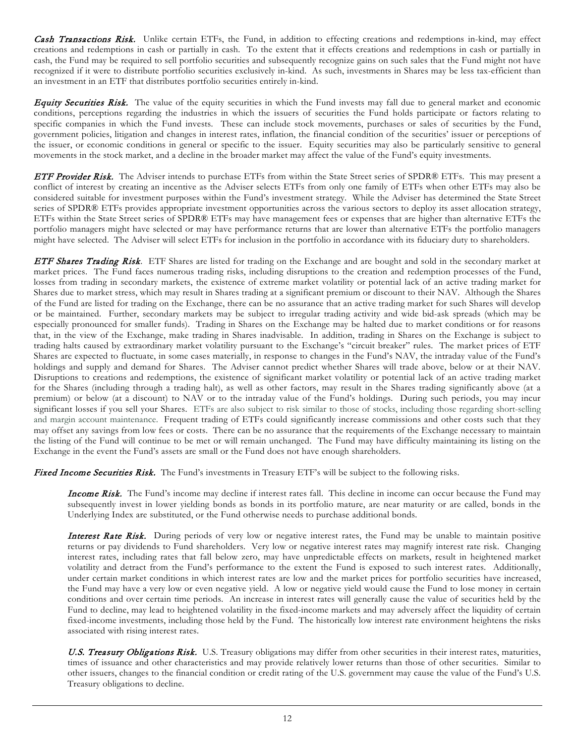***Cash Transactions Risk.*** Unlike certain ETFs, the Fund, in addition to effecting creations and redemptions in-kind, may effect creations and redemptions in cash or partially in cash. To the extent that it effects creations and redemptions in cash or partially in cash, the Fund may be required to sell portfolio securities and subsequently recognize gains on such sales that the Fund might not have recognized if it were to distribute portfolio securities exclusively in-kind. As such, investments in Shares may be less tax-efficient than an investment in an ETF that distributes portfolio securities entirely in-kind.

***Equity Securities Risk.*** The value of the equity securities in which the Fund invests may fall due to general market and economic conditions, perceptions regarding the industries in which the issuers of securities the Fund holds participate or factors relating to specific companies in which the Fund invests. These can include stock movements, purchases or sales of securities by the Fund, government policies, litigation and changes in interest rates, inflation, the financial condition of the securities' issuer or perceptions of the issuer, or economic conditions in general or specific to the issuer. Equity securities may also be particularly sensitive to general movements in the stock market, and a decline in the broader market may affect the value of the Fund's equity investments.

***ETF Provider Risk.*** The Adviser intends to purchase ETFs from within the State Street series of SPDR® ETFs. This may present a conflict of interest by creating an incentive as the Adviser selects ETFs from only one family of ETFs when other ETFs may also be considered suitable for investment purposes within the Fund's investment strategy. While the Adviser has determined the State Street series of SPDR® ETFs provides appropriate investment opportunities across the various sectors to deploy its asset allocation strategy, ETFs within the State Street series of SPDR® ETFs may have management fees or expenses that are higher than alternative ETFs the portfolio managers might have selected or may have performance returns that are lower than alternative ETFs the portfolio managers might have selected. The Adviser will select ETFs for inclusion in the portfolio in accordance with its fiduciary duty to shareholders.

***ETF Shares Trading Risk***. ETF Shares are listed for trading on the Exchange and are bought and sold in the secondary market at market prices. The Fund faces numerous trading risks, including disruptions to the creation and redemption processes of the Fund, losses from trading in secondary markets, the existence of extreme market volatility or potential lack of an active trading market for Shares due to market stress, which may result in Shares trading at a significant premium or discount to their NAV. Although the Shares of the Fund are listed for trading on the Exchange, there can be no assurance that an active trading market for such Shares will develop or be maintained. Further, secondary markets may be subject to irregular trading activity and wide bid-ask spreads (which may be especially pronounced for smaller funds). Trading in Shares on the Exchange may be halted due to market conditions or for reasons that, in the view of the Exchange, make trading in Shares inadvisable. In addition, trading in Shares on the Exchange is subject to trading halts caused by extraordinary market volatility pursuant to the Exchange's "circuit breaker" rules. The market prices of ETF Shares are expected to fluctuate, in some cases materially, in response to changes in the Fund's NAV, the intraday value of the Fund's holdings and supply and demand for Shares. The Adviser cannot predict whether Shares will trade above, below or at their NAV. Disruptions to creations and redemptions, the existence of significant market volatility or potential lack of an active trading market for the Shares (including through a trading halt), as well as other factors, may result in the Shares trading significantly above (at a premium) or below (at a discount) to NAV or to the intraday value of the Fund's holdings. During such periods, you may incur significant losses if you sell your Shares. ETFs are also subject to risk similar to those of stocks, including those regarding short-selling and margin account maintenance. Frequent trading of ETFs could significantly increase commissions and other costs such that they may offset any savings from low fees or costs. There can be no assurance that the requirements of the Exchange necessary to maintain the listing of the Fund will continue to be met or will remain unchanged. The Fund may have difficulty maintaining its listing on the Exchange in the event the Fund's assets are small or the Fund does not have enough shareholders.

***Fixed Income Securities Risk.*** The Fund's investments in Treasury ETF's will be subject to the following risks.

> ***Income Risk.*** The Fund's income may decline if interest rates fall. This decline in income can occur because the Fund may subsequently invest in lower yielding bonds as bonds in its portfolio mature, are near maturity or are called, bonds in the Underlying Index are substituted, or the Fund otherwise needs to purchase additional bonds.
>
> ***Interest Rate Risk.*** During periods of very low or negative interest rates, the Fund may be unable to maintain positive returns or pay dividends to Fund shareholders. Very low or negative interest rates may magnify interest rate risk. Changing interest rates, including rates that fall below zero, may have unpredictable effects on markets, result in heightened market volatility and detract from the Fund's performance to the extent the Fund is exposed to such interest rates. Additionally, under certain market conditions in which interest rates are low and the market prices for portfolio securities have increased, the Fund may have a very low or even negative yield. A low or negative yield would cause the Fund to lose money in certain conditions and over certain time periods. An increase in interest rates will generally cause the value of securities held by the Fund to decline, may lead to heightened volatility in the fixed-income markets and may adversely affect the liquidity of certain fixed-income investments, including those held by the Fund. The historically low interest rate environment heightens the risks associated with rising interest rates.
>
> ***U.S. Treasury Obligations Risk.*** U.S. Treasury obligations may differ from other securities in their interest rates, maturities, times of issuance and other characteristics and may provide relatively lower returns than those of other securities. Similar to other issuers, changes to the financial condition or credit rating of the U.S. government may cause the value of the Fund's U.S. Treasury obligations to decline.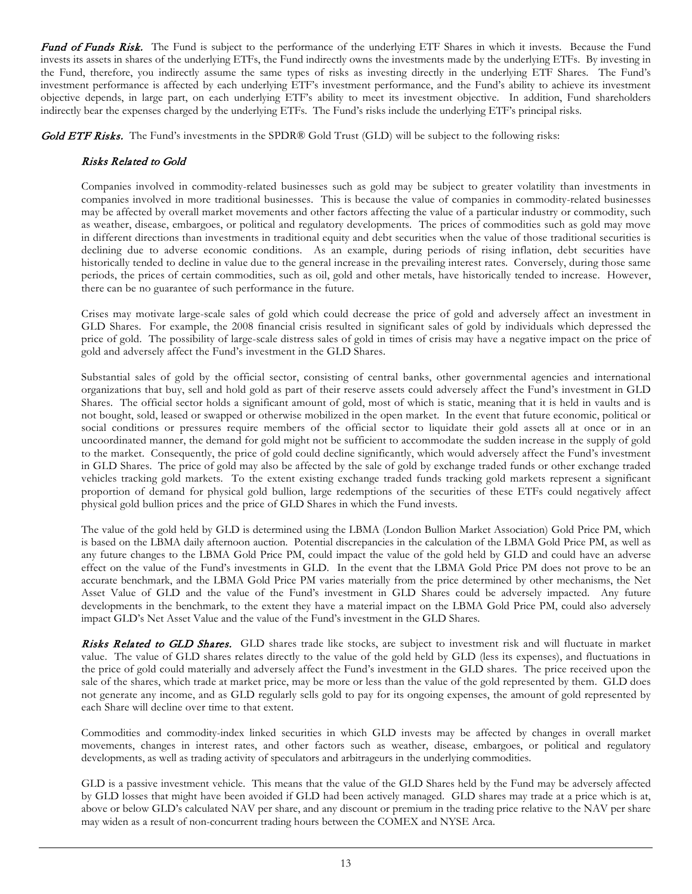***Fund of Funds Risk.*** The Fund is subject to the performance of the underlying ETF Shares in which it invests. Because the Fund invests its assets in shares of the underlying ETFs, the Fund indirectly owns the investments made by the underlying ETFs. By investing in the Fund, therefore, you indirectly assume the same types of risks as investing directly in the underlying ETF Shares. The Fund's investment performance is affected by each underlying ETF's investment performance, and the Fund's ability to achieve its investment objective depends, in large part, on each underlying ETF's ability to meet its investment objective. In addition, Fund shareholders indirectly bear the expenses charged by the underlying ETFs. The Fund's risks include the underlying ETF's principal risks.

***Gold ETF Risks.*** The Fund's investments in the SPDR® Gold Trust (GLD) will be subject to the following risks:

*Risks Related to Gold*

Companies involved in commodity-related businesses such as gold may be subject to greater volatility than investments in companies involved in more traditional businesses. This is because the value of companies in commodity-related businesses may be affected by overall market movements and other factors affecting the value of a particular industry or commodity, such as weather, disease, embargoes, or political and regulatory developments. The prices of commodities such as gold may move in different directions than investments in traditional equity and debt securities when the value of those traditional securities is declining due to adverse economic conditions. As an example, during periods of rising inflation, debt securities have historically tended to decline in value due to the general increase in the prevailing interest rates. Conversely, during those same periods, the prices of certain commodities, such as oil, gold and other metals, have historically tended to increase. However, there can be no guarantee of such performance in the future.

Crises may motivate large-scale sales of gold which could decrease the price of gold and adversely affect an investment in GLD Shares. For example, the 2008 financial crisis resulted in significant sales of gold by individuals which depressed the price of gold. The possibility of large-scale distress sales of gold in times of crisis may have a negative impact on the price of gold and adversely affect the Fund's investment in the GLD Shares.

Substantial sales of gold by the official sector, consisting of central banks, other governmental agencies and international organizations that buy, sell and hold gold as part of their reserve assets could adversely affect the Fund's investment in GLD Shares. The official sector holds a significant amount of gold, most of which is static, meaning that it is held in vaults and is not bought, sold, leased or swapped or otherwise mobilized in the open market. In the event that future economic, political or social conditions or pressures require members of the official sector to liquidate their gold assets all at once or in an uncoordinated manner, the demand for gold might not be sufficient to accommodate the sudden increase in the supply of gold to the market. Consequently, the price of gold could decline significantly, which would adversely affect the Fund's investment in GLD Shares. The price of gold may also be affected by the sale of gold by exchange traded funds or other exchange traded vehicles tracking gold markets. To the extent existing exchange traded funds tracking gold markets represent a significant proportion of demand for physical gold bullion, large redemptions of the securities of these ETFs could negatively affect physical gold bullion prices and the price of GLD Shares in which the Fund invests.

The value of the gold held by GLD is determined using the LBMA (London Bullion Market Association) Gold Price PM, which is based on the LBMA daily afternoon auction. Potential discrepancies in the calculation of the LBMA Gold Price PM, as well as any future changes to the LBMA Gold Price PM, could impact the value of the gold held by GLD and could have an adverse effect on the value of the Fund's investments in GLD. In the event that the LBMA Gold Price PM does not prove to be an accurate benchmark, and the LBMA Gold Price PM varies materially from the price determined by other mechanisms, the Net Asset Value of GLD and the value of the Fund's investment in GLD Shares could be adversely impacted. Any future developments in the benchmark, to the extent they have a material impact on the LBMA Gold Price PM, could also adversely impact GLD's Net Asset Value and the value of the Fund's investment in the GLD Shares.

***Risks Related to GLD Shares.*** GLD shares trade like stocks, are subject to investment risk and will fluctuate in market value. The value of GLD shares relates directly to the value of the gold held by GLD (less its expenses), and fluctuations in the price of gold could materially and adversely affect the Fund's investment in the GLD shares. The price received upon the sale of the shares, which trade at market price, may be more or less than the value of the gold represented by them. GLD does not generate any income, and as GLD regularly sells gold to pay for its ongoing expenses, the amount of gold represented by each Share will decline over time to that extent.

Commodities and commodity-index linked securities in which GLD invests may be affected by changes in overall market movements, changes in interest rates, and other factors such as weather, disease, embargoes, or political and regulatory developments, as well as trading activity of speculators and arbitrageurs in the underlying commodities.

GLD is a passive investment vehicle. This means that the value of the GLD Shares held by the Fund may be adversely affected by GLD losses that might have been avoided if GLD had been actively managed. GLD shares may trade at a price which is at, above or below GLD's calculated NAV per share, and any discount or premium in the trading price relative to the NAV per share may widen as a result of non-concurrent trading hours between the COMEX and NYSE Arca.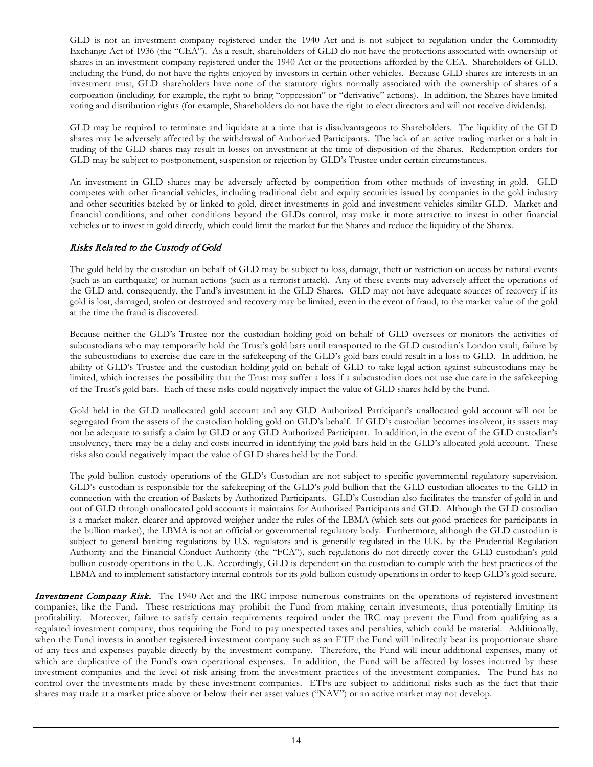GLD is not an investment company registered under the 1940 Act and is not subject to regulation under the Commodity Exchange Act of 1936 (the "CEA"). As a result, shareholders of GLD do not have the protections associated with ownership of shares in an investment company registered under the 1940 Act or the protections afforded by the CEA. Shareholders of GLD, including the Fund, do not have the rights enjoyed by investors in certain other vehicles. Because GLD shares are interests in an investment trust, GLD shareholders have none of the statutory rights normally associated with the ownership of shares of a corporation (including, for example, the right to bring "oppression" or "derivative" actions). In addition, the Shares have limited voting and distribution rights (for example, Shareholders do not have the right to elect directors and will not receive dividends).

GLD may be required to terminate and liquidate at a time that is disadvantageous to Shareholders. The liquidity of the GLD shares may be adversely affected by the withdrawal of Authorized Participants. The lack of an active trading market or a halt in trading of the GLD shares may result in losses on investment at the time of disposition of the Shares. Redemption orders for GLD may be subject to postponement, suspension or rejection by GLD's Trustee under certain circumstances.

An investment in GLD shares may be adversely affected by competition from other methods of investing in gold. GLD competes with other financial vehicles, including traditional debt and equity securities issued by companies in the gold industry and other securities backed by or linked to gold, direct investments in gold and investment vehicles similar GLD. Market and financial conditions, and other conditions beyond the GLDs control, may make it more attractive to invest in other financial vehicles or to invest in gold directly, which could limit the market for the Shares and reduce the liquidity of the Shares.

### *Risks Related to the Custody of Gold*

The gold held by the custodian on behalf of GLD may be subject to loss, damage, theft or restriction on access by natural events (such as an earthquake) or human actions (such as a terrorist attack). Any of these events may adversely affect the operations of the GLD and, consequently, the Fund's investment in the GLD Shares. GLD may not have adequate sources of recovery if its gold is lost, damaged, stolen or destroyed and recovery may be limited, even in the event of fraud, to the market value of the gold at the time the fraud is discovered.

Because neither the GLD's Trustee nor the custodian holding gold on behalf of GLD oversees or monitors the activities of subcustodians who may temporarily hold the Trust's gold bars until transported to the GLD custodian's London vault, failure by the subcustodians to exercise due care in the safekeeping of the GLD's gold bars could result in a loss to GLD. In addition, he ability of GLD's Trustee and the custodian holding gold on behalf of GLD to take legal action against subcustodians may be limited, which increases the possibility that the Trust may suffer a loss if a subcustodian does not use due care in the safekeeping of the Trust's gold bars. Each of these risks could negatively impact the value of GLD shares held by the Fund.

Gold held in the GLD unallocated gold account and any GLD Authorized Participant's unallocated gold account will not be segregated from the assets of the custodian holding gold on GLD's behalf. If GLD's custodian becomes insolvent, its assets may not be adequate to satisfy a claim by GLD or any GLD Authorized Participant. In addition, in the event of the GLD custodian's insolvency, there may be a delay and costs incurred in identifying the gold bars held in the GLD's allocated gold account. These risks also could negatively impact the value of GLD shares held by the Fund.

The gold bullion custody operations of the GLD's Custodian are not subject to specific governmental regulatory supervision. GLD's custodian is responsible for the safekeeping of the GLD's gold bullion that the GLD custodian allocates to the GLD in connection with the creation of Baskets by Authorized Participants. GLD's Custodian also facilitates the transfer of gold in and out of GLD through unallocated gold accounts it maintains for Authorized Participants and GLD. Although the GLD custodian is a market maker, clearer and approved weigher under the rules of the LBMA (which sets out good practices for participants in the bullion market), the LBMA is not an official or governmental regulatory body. Furthermore, although the GLD custodian is subject to general banking regulations by U.S. regulators and is generally regulated in the U.K. by the Prudential Regulation Authority and the Financial Conduct Authority (the "FCA"), such regulations do not directly cover the GLD custodian's gold bullion custody operations in the U.K. Accordingly, GLD is dependent on the custodian to comply with the best practices of the LBMA and to implement satisfactory internal controls for its gold bullion custody operations in order to keep GLD's gold secure.

***Investment Company Risk.*** The 1940 Act and the IRC impose numerous constraints on the operations of registered investment companies, like the Fund. These restrictions may prohibit the Fund from making certain investments, thus potentially limiting its profitability. Moreover, failure to satisfy certain requirements required under the IRC may prevent the Fund from qualifying as a regulated investment company, thus requiring the Fund to pay unexpected taxes and penalties, which could be material. Additionally, when the Fund invests in another registered investment company such as an ETF the Fund will indirectly bear its proportionate share of any fees and expenses payable directly by the investment company. Therefore, the Fund will incur additional expenses, many of which are duplicative of the Fund's own operational expenses. In addition, the Fund will be affected by losses incurred by these investment companies and the level of risk arising from the investment practices of the investment companies. The Fund has no control over the investments made by these investment companies. ETFs are subject to additional risks such as the fact that their shares may trade at a market price above or below their net asset values ("NAV") or an active market may not develop.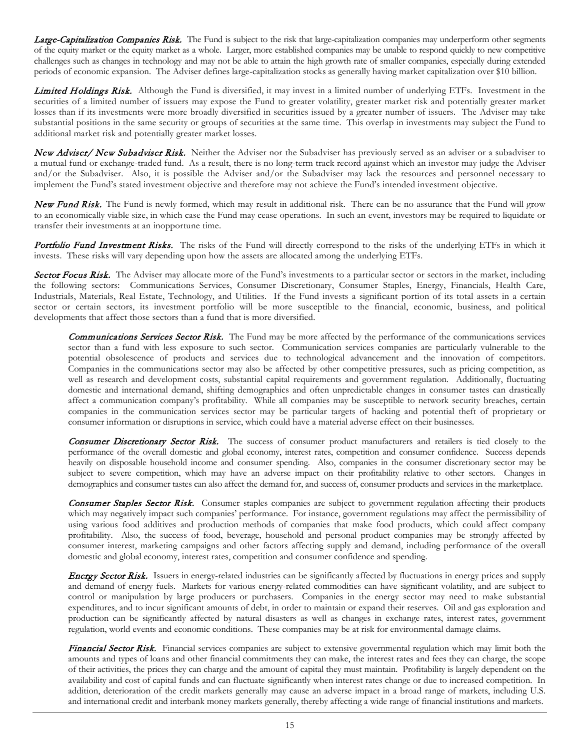***Large-Capitalization Companies Risk.*** The Fund is subject to the risk that large-capitalization companies may underperform other segments of the equity market or the equity market as a whole. Larger, more established companies may be unable to respond quickly to new competitive challenges such as changes in technology and may not be able to attain the high growth rate of smaller companies, especially during extended periods of economic expansion. The Adviser defines large-capitalization stocks as generally having market capitalization over $10 billion.

***Limited Holdings Risk.*** Although the Fund is diversified, it may invest in a limited number of underlying ETFs. Investment in the securities of a limited number of issuers may expose the Fund to greater volatility, greater market risk and potentially greater market losses than if its investments were more broadly diversified in securities issued by a greater number of issuers. The Adviser may take substantial positions in the same security or groups of securities at the same time. This overlap in investments may subject the Fund to additional market risk and potentially greater market losses.

***New Adviser/ New Subadviser Risk.*** Neither the Adviser nor the Subadviser has previously served as an adviser or a subadviser to a mutual fund or exchange-traded fund. As a result, there is no long-term track record against which an investor may judge the Adviser and/or the Subadviser. Also, it is possible the Adviser and/or the Subadviser may lack the resources and personnel necessary to implement the Fund's stated investment objective and therefore may not achieve the Fund's intended investment objective.

***New Fund Risk.*** The Fund is newly formed, which may result in additional risk. There can be no assurance that the Fund will grow to an economically viable size, in which case the Fund may cease operations. In such an event, investors may be required to liquidate or transfer their investments at an inopportune time.

***Portfolio Fund Investment Risks.*** The risks of the Fund will directly correspond to the risks of the underlying ETFs in which it invests. These risks will vary depending upon how the assets are allocated among the underlying ETFs.

***Sector Focus Risk.*** The Adviser may allocate more of the Fund's investments to a particular sector or sectors in the market, including the following sectors: Communications Services, Consumer Discretionary, Consumer Staples, Energy, Financials, Health Care, Industrials, Materials, Real Estate, Technology, and Utilities. If the Fund invests a significant portion of its total assets in a certain sector or certain sectors, its investment portfolio will be more susceptible to the financial, economic, business, and political developments that affect those sectors than a fund that is more diversified.

***Communications Services Sector Risk.*** The Fund may be more affected by the performance of the communications services sector than a fund with less exposure to such sector. Communication services companies are particularly vulnerable to the potential obsolescence of products and services due to technological advancement and the innovation of competitors. Companies in the communications sector may also be affected by other competitive pressures, such as pricing competition, as well as research and development costs, substantial capital requirements and government regulation. Additionally, fluctuating domestic and international demand, shifting demographics and often unpredictable changes in consumer tastes can drastically affect a communication company's profitability. While all companies may be susceptible to network security breaches, certain companies in the communication services sector may be particular targets of hacking and potential theft of proprietary or consumer information or disruptions in service, which could have a material adverse effect on their businesses.

***Consumer Discretionary Sector Risk.*** The success of consumer product manufacturers and retailers is tied closely to the performance of the overall domestic and global economy, interest rates, competition and consumer confidence. Success depends heavily on disposable household income and consumer spending. Also, companies in the consumer discretionary sector may be subject to severe competition, which may have an adverse impact on their profitability relative to other sectors. Changes in demographics and consumer tastes can also affect the demand for, and success of, consumer products and services in the marketplace.

***Consumer Staples Sector Risk.*** Consumer staples companies are subject to government regulation affecting their products which may negatively impact such companies' performance. For instance, government regulations may affect the permissibility of using various food additives and production methods of companies that make food products, which could affect company profitability. Also, the success of food, beverage, household and personal product companies may be strongly affected by consumer interest, marketing campaigns and other factors affecting supply and demand, including performance of the overall domestic and global economy, interest rates, competition and consumer confidence and spending.

***Energy Sector Risk.*** Issuers in energy-related industries can be significantly affected by fluctuations in energy prices and supply and demand of energy fuels. Markets for various energy-related commodities can have significant volatility, and are subject to control or manipulation by large producers or purchasers. Companies in the energy sector may need to make substantial expenditures, and to incur significant amounts of debt, in order to maintain or expand their reserves. Oil and gas exploration and production can be significantly affected by natural disasters as well as changes in exchange rates, interest rates, government regulation, world events and economic conditions. These companies may be at risk for environmental damage claims.

***Financial Sector Risk.*** Financial services companies are subject to extensive governmental regulation which may limit both the amounts and types of loans and other financial commitments they can make, the interest rates and fees they can charge, the scope of their activities, the prices they can charge and the amount of capital they must maintain. Profitability is largely dependent on the availability and cost of capital funds and can fluctuate significantly when interest rates change or due to increased competition. In addition, deterioration of the credit markets generally may cause an adverse impact in a broad range of markets, including U.S. and international credit and interbank money markets generally, thereby affecting a wide range of financial institutions and markets.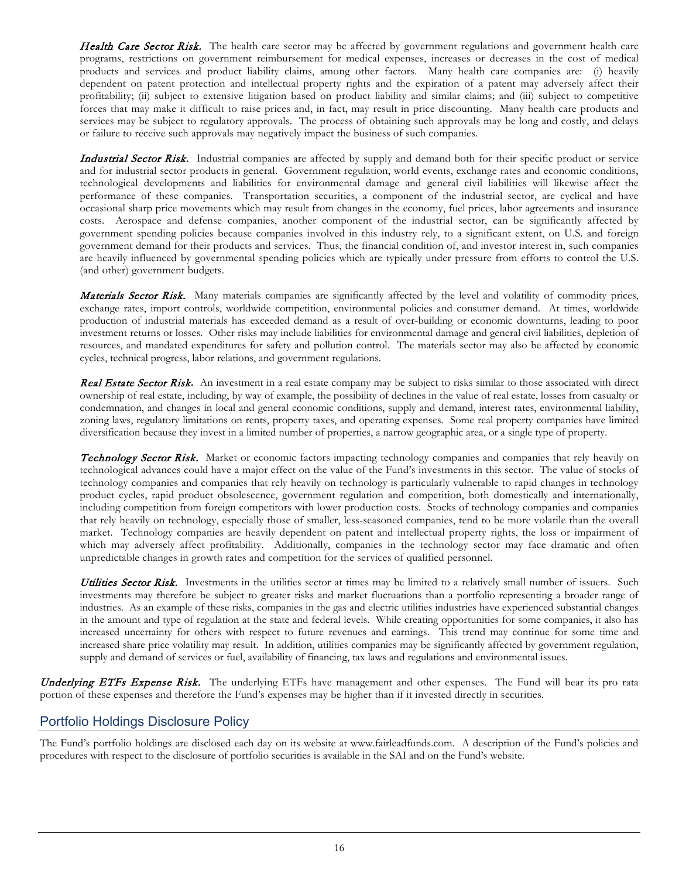*Health Care Sector Risk.* The health care sector may be affected by government regulations and government health care programs, restrictions on government reimbursement for medical expenses, increases or decreases in the cost of medical products and services and product liability claims, among other factors. Many health care companies are: (i) heavily dependent on patent protection and intellectual property rights and the expiration of a patent may adversely affect their profitability; (ii) subject to extensive litigation based on product liability and similar claims; and (iii) subject to competitive forces that may make it difficult to raise prices and, in fact, may result in price discounting. Many health care products and services may be subject to regulatory approvals. The process of obtaining such approvals may be long and costly, and delays or failure to receive such approvals may negatively impact the business of such companies.

*Industrial Sector Risk.* Industrial companies are affected by supply and demand both for their specific product or service and for industrial sector products in general. Government regulation, world events, exchange rates and economic conditions, technological developments and liabilities for environmental damage and general civil liabilities will likewise affect the performance of these companies. Transportation securities, a component of the industrial sector, are cyclical and have occasional sharp price movements which may result from changes in the economy, fuel prices, labor agreements and insurance costs. Aerospace and defense companies, another component of the industrial sector, can be significantly affected by government spending policies because companies involved in this industry rely, to a significant extent, on U.S. and foreign government demand for their products and services. Thus, the financial condition of, and investor interest in, such companies are heavily influenced by governmental spending policies which are typically under pressure from efforts to control the U.S. (and other) government budgets.

*Materials Sector Risk.* Many materials companies are significantly affected by the level and volatility of commodity prices, exchange rates, import controls, worldwide competition, environmental policies and consumer demand. At times, worldwide production of industrial materials has exceeded demand as a result of over-building or economic downturns, leading to poor investment returns or losses. Other risks may include liabilities for environmental damage and general civil liabilities, depletion of resources, and mandated expenditures for safety and pollution control. The materials sector may also be affected by economic cycles, technical progress, labor relations, and government regulations.

*Real Estate Sector Risk.* An investment in a real estate company may be subject to risks similar to those associated with direct ownership of real estate, including, by way of example, the possibility of declines in the value of real estate, losses from casualty or condemnation, and changes in local and general economic conditions, supply and demand, interest rates, environmental liability, zoning laws, regulatory limitations on rents, property taxes, and operating expenses. Some real property companies have limited diversification because they invest in a limited number of properties, a narrow geographic area, or a single type of property.

*Technology Sector Risk.* Market or economic factors impacting technology companies and companies that rely heavily on technological advances could have a major effect on the value of the Fund's investments in this sector. The value of stocks of technology companies and companies that rely heavily on technology is particularly vulnerable to rapid changes in technology product cycles, rapid product obsolescence, government regulation and competition, both domestically and internationally, including competition from foreign competitors with lower production costs. Stocks of technology companies and companies that rely heavily on technology, especially those of smaller, less-seasoned companies, tend to be more volatile than the overall market. Technology companies are heavily dependent on patent and intellectual property rights, the loss or impairment of which may adversely affect profitability. Additionally, companies in the technology sector may face dramatic and often unpredictable changes in growth rates and competition for the services of qualified personnel.

*Utilities Sector Risk.* Investments in the utilities sector at times may be limited to a relatively small number of issuers. Such investments may therefore be subject to greater risks and market fluctuations than a portfolio representing a broader range of industries. As an example of these risks, companies in the gas and electric utilities industries have experienced substantial changes in the amount and type of regulation at the state and federal levels. While creating opportunities for some companies, it also has increased uncertainty for others with respect to future revenues and earnings. This trend may continue for some time and increased share price volatility may result. In addition, utilities companies may be significantly affected by government regulation, supply and demand of services or fuel, availability of financing, tax laws and regulations and environmental issues.

*Underlying ETFs Expense Risk.* The underlying ETFs have management and other expenses. The Fund will bear its pro rata portion of these expenses and therefore the Fund's expenses may be higher than if it invested directly in securities.

## Portfolio Holdings Disclosure Policy

The Fund's portfolio holdings are disclosed each day on its website at www.fairleadfunds.com. A description of the Fund's policies and procedures with respect to the disclosure of portfolio securities is available in the SAI and on the Fund's website.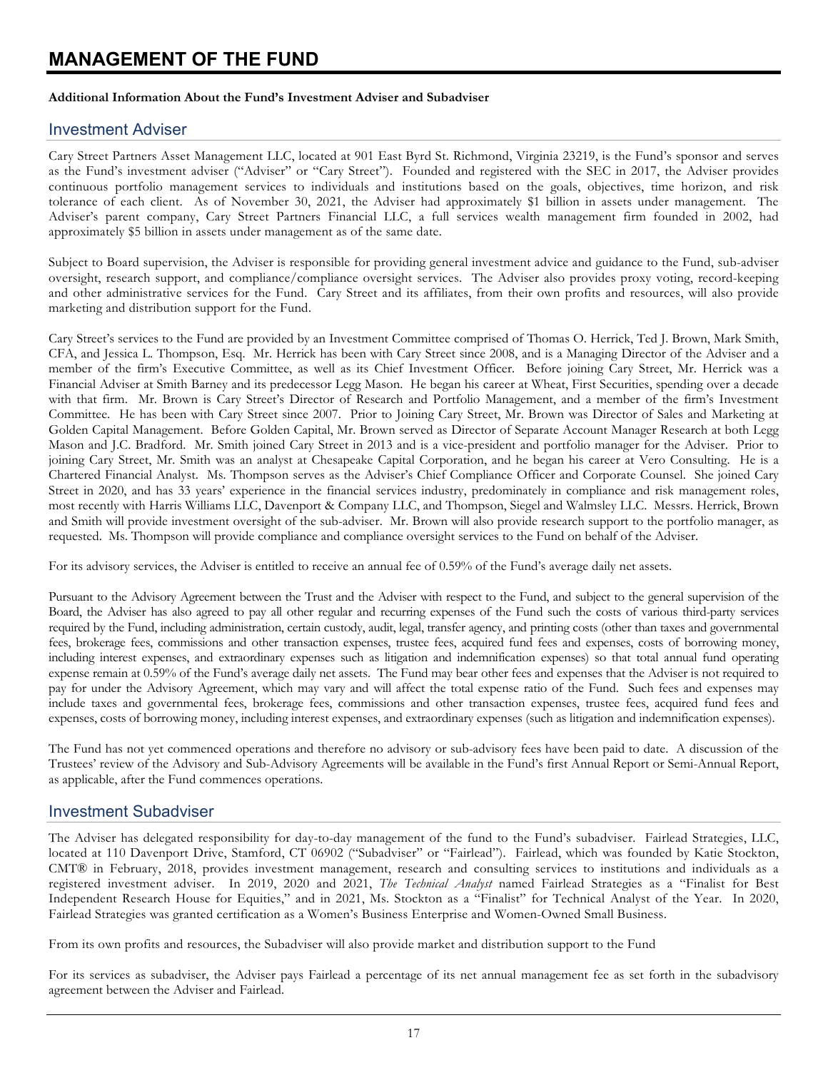# MANAGEMENT OF THE FUND

**Additional Information About the Fund's Investment Adviser and Subadviser**

## Investment Adviser

Cary Street Partners Asset Management LLC, located at 901 East Byrd St. Richmond, Virginia 23219, is the Fund's sponsor and serves as the Fund's investment adviser ("Adviser" or "Cary Street"). Founded and registered with the SEC in 2017, the Adviser provides continuous portfolio management services to individuals and institutions based on the goals, objectives, time horizon, and risk tolerance of each client. As of November 30, 2021, the Adviser had approximately $1 billion in assets under management. The Adviser's parent company, Cary Street Partners Financial LLC, a full services wealth management firm founded in 2002, had approximately $5 billion in assets under management as of the same date.

Subject to Board supervision, the Adviser is responsible for providing general investment advice and guidance to the Fund, sub-adviser oversight, research support, and compliance/compliance oversight services. The Adviser also provides proxy voting, record-keeping and other administrative services for the Fund. Cary Street and its affiliates, from their own profits and resources, will also provide marketing and distribution support for the Fund.

Cary Street's services to the Fund are provided by an Investment Committee comprised of Thomas O. Herrick, Ted J. Brown, Mark Smith, CFA, and Jessica L. Thompson, Esq. Mr. Herrick has been with Cary Street since 2008, and is a Managing Director of the Adviser and a member of the firm's Executive Committee, as well as its Chief Investment Officer. Before joining Cary Street, Mr. Herrick was a Financial Adviser at Smith Barney and its predecessor Legg Mason. He began his career at Wheat, First Securities, spending over a decade with that firm. Mr. Brown is Cary Street's Director of Research and Portfolio Management, and a member of the firm's Investment Committee. He has been with Cary Street since 2007. Prior to Joining Cary Street, Mr. Brown was Director of Sales and Marketing at Golden Capital Management. Before Golden Capital, Mr. Brown served as Director of Separate Account Manager Research at both Legg Mason and J.C. Bradford. Mr. Smith joined Cary Street in 2013 and is a vice-president and portfolio manager for the Adviser. Prior to joining Cary Street, Mr. Smith was an analyst at Chesapeake Capital Corporation, and he began his career at Vero Consulting. He is a Chartered Financial Analyst. Ms. Thompson serves as the Adviser's Chief Compliance Officer and Corporate Counsel. She joined Cary Street in 2020, and has 33 years' experience in the financial services industry, predominately in compliance and risk management roles, most recently with Harris Williams LLC, Davenport & Company LLC, and Thompson, Siegel and Walmsley LLC. Messrs. Herrick, Brown and Smith will provide investment oversight of the sub-adviser. Mr. Brown will also provide research support to the portfolio manager, as requested. Ms. Thompson will provide compliance and compliance oversight services to the Fund on behalf of the Adviser.

For its advisory services, the Adviser is entitled to receive an annual fee of 0.59% of the Fund's average daily net assets.

Pursuant to the Advisory Agreement between the Trust and the Adviser with respect to the Fund, and subject to the general supervision of the Board, the Adviser has also agreed to pay all other regular and recurring expenses of the Fund such the costs of various third-party services required by the Fund, including administration, certain custody, audit, legal, transfer agency, and printing costs (other than taxes and governmental fees, brokerage fees, commissions and other transaction expenses, trustee fees, acquired fund fees and expenses, costs of borrowing money, including interest expenses, and extraordinary expenses such as litigation and indemnification expenses) so that total annual fund operating expense remain at 0.59% of the Fund's average daily net assets. The Fund may bear other fees and expenses that the Adviser is not required to pay for under the Advisory Agreement, which may vary and will affect the total expense ratio of the Fund. Such fees and expenses may include taxes and governmental fees, brokerage fees, commissions and other transaction expenses, trustee fees, acquired fund fees and expenses, costs of borrowing money, including interest expenses, and extraordinary expenses (such as litigation and indemnification expenses).

The Fund has not yet commenced operations and therefore no advisory or sub-advisory fees have been paid to date. A discussion of the Trustees' review of the Advisory and Sub-Advisory Agreements will be available in the Fund's first Annual Report or Semi-Annual Report, as applicable, after the Fund commences operations.

## Investment Subadviser

The Adviser has delegated responsibility for day-to-day management of the fund to the Fund's subadviser. Fairlead Strategies, LLC, located at 110 Davenport Drive, Stamford, CT 06902 ("Subadviser" or "Fairlead"). Fairlead, which was founded by Katie Stockton, CMT® in February, 2018, provides investment management, research and consulting services to institutions and individuals as a registered investment adviser. In 2019, 2020 and 2021, *The Technical Analyst* named Fairlead Strategies as a "Finalist for Best Independent Research House for Equities," and in 2021, Ms. Stockton as a "Finalist" for Technical Analyst of the Year. In 2020, Fairlead Strategies was granted certification as a Women's Business Enterprise and Women-Owned Small Business.

From its own profits and resources, the Subadviser will also provide market and distribution support to the Fund

For its services as subadviser, the Adviser pays Fairlead a percentage of its net annual management fee as set forth in the subadvisory agreement between the Adviser and Fairlead.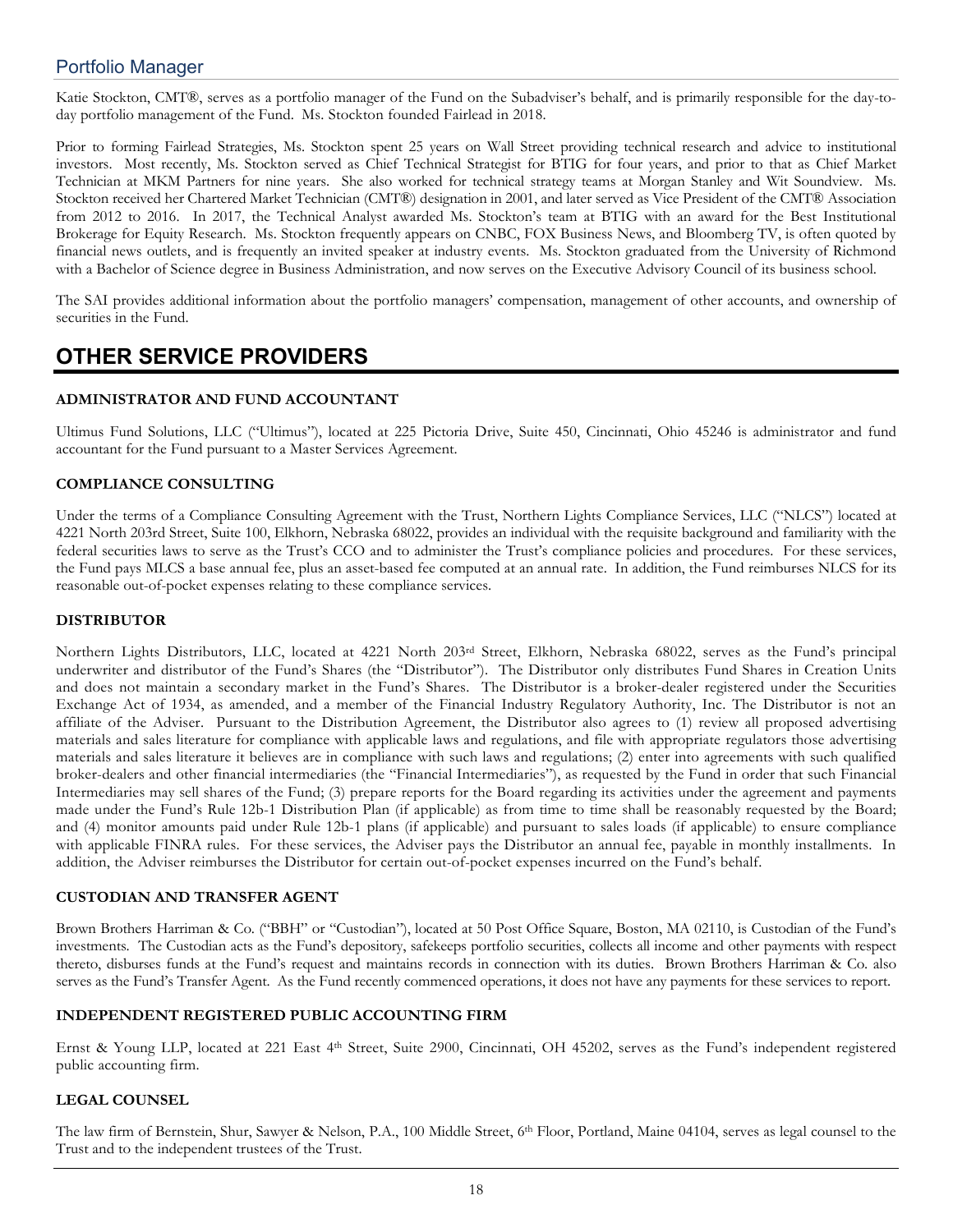## Portfolio Manager

Katie Stockton, CMT®, serves as a portfolio manager of the Fund on the Subadviser's behalf, and is primarily responsible for the day-to-day portfolio management of the Fund. Ms. Stockton founded Fairlead in 2018.

Prior to forming Fairlead Strategies, Ms. Stockton spent 25 years on Wall Street providing technical research and advice to institutional investors. Most recently, Ms. Stockton served as Chief Technical Strategist for BTIG for four years, and prior to that as Chief Market Technician at MKM Partners for nine years. She also worked for technical strategy teams at Morgan Stanley and Wit Soundview. Ms. Stockton received her Chartered Market Technician (CMT®) designation in 2001, and later served as Vice President of the CMT® Association from 2012 to 2016. In 2017, the Technical Analyst awarded Ms. Stockton's team at BTIG with an award for the Best Institutional Brokerage for Equity Research. Ms. Stockton frequently appears on CNBC, FOX Business News, and Bloomberg TV, is often quoted by financial news outlets, and is frequently an invited speaker at industry events. Ms. Stockton graduated from the University of Richmond with a Bachelor of Science degree in Business Administration, and now serves on the Executive Advisory Council of its business school.

The SAI provides additional information about the portfolio managers' compensation, management of other accounts, and ownership of securities in the Fund.

# OTHER SERVICE PROVIDERS

### ADMINISTRATOR AND FUND ACCOUNTANT

Ultimus Fund Solutions, LLC ("Ultimus"), located at 225 Pictoria Drive, Suite 450, Cincinnati, Ohio 45246 is administrator and fund accountant for the Fund pursuant to a Master Services Agreement.

### COMPLIANCE CONSULTING

Under the terms of a Compliance Consulting Agreement with the Trust, Northern Lights Compliance Services, LLC ("NLCS") located at 4221 North 203rd Street, Suite 100, Elkhorn, Nebraska 68022, provides an individual with the requisite background and familiarity with the federal securities laws to serve as the Trust's CCO and to administer the Trust's compliance policies and procedures. For these services, the Fund pays MLCS a base annual fee, plus an asset-based fee computed at an annual rate. In addition, the Fund reimburses NLCS for its reasonable out-of-pocket expenses relating to these compliance services.

### DISTRIBUTOR

Northern Lights Distributors, LLC, located at 4221 North 203rd Street, Elkhorn, Nebraska 68022, serves as the Fund's principal underwriter and distributor of the Fund's Shares (the "Distributor"). The Distributor only distributes Fund Shares in Creation Units and does not maintain a secondary market in the Fund's Shares. The Distributor is a broker-dealer registered under the Securities Exchange Act of 1934, as amended, and a member of the Financial Industry Regulatory Authority, Inc. The Distributor is not an affiliate of the Adviser. Pursuant to the Distribution Agreement, the Distributor also agrees to (1) review all proposed advertising materials and sales literature for compliance with applicable laws and regulations, and file with appropriate regulators those advertising materials and sales literature it believes are in compliance with such laws and regulations; (2) enter into agreements with such qualified broker-dealers and other financial intermediaries (the "Financial Intermediaries"), as requested by the Fund in order that such Financial Intermediaries may sell shares of the Fund; (3) prepare reports for the Board regarding its activities under the agreement and payments made under the Fund's Rule 12b-1 Distribution Plan (if applicable) as from time to time shall be reasonably requested by the Board; and (4) monitor amounts paid under Rule 12b-1 plans (if applicable) and pursuant to sales loads (if applicable) to ensure compliance with applicable FINRA rules. For these services, the Adviser pays the Distributor an annual fee, payable in monthly installments. In addition, the Adviser reimburses the Distributor for certain out-of-pocket expenses incurred on the Fund's behalf.

### CUSTODIAN AND TRANSFER AGENT

Brown Brothers Harriman & Co. ("BBH" or "Custodian"), located at 50 Post Office Square, Boston, MA 02110, is Custodian of the Fund's investments. The Custodian acts as the Fund's depository, safekeeps portfolio securities, collects all income and other payments with respect thereto, disburses funds at the Fund's request and maintains records in connection with its duties. Brown Brothers Harriman & Co. also serves as the Fund's Transfer Agent. As the Fund recently commenced operations, it does not have any payments for these services to report.

### INDEPENDENT REGISTERED PUBLIC ACCOUNTING FIRM

Ernst & Young LLP, located at 221 East 4th Street, Suite 2900, Cincinnati, OH 45202, serves as the Fund's independent registered public accounting firm.

### LEGAL COUNSEL

The law firm of Bernstein, Shur, Sawyer & Nelson, P.A., 100 Middle Street, 6th Floor, Portland, Maine 04104, serves as legal counsel to the Trust and to the independent trustees of the Trust.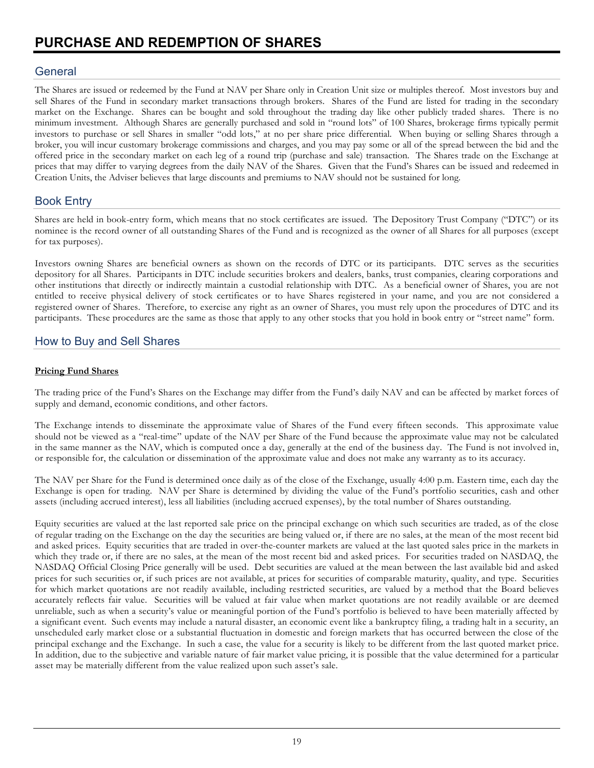# PURCHASE AND REDEMPTION OF SHARES

## General

The Shares are issued or redeemed by the Fund at NAV per Share only in Creation Unit size or multiples thereof. Most investors buy and sell Shares of the Fund in secondary market transactions through brokers. Shares of the Fund are listed for trading in the secondary market on the Exchange. Shares can be bought and sold throughout the trading day like other publicly traded shares. There is no minimum investment. Although Shares are generally purchased and sold in "round lots" of 100 Shares, brokerage firms typically permit investors to purchase or sell Shares in smaller "odd lots," at no per share price differential. When buying or selling Shares through a broker, you will incur customary brokerage commissions and charges, and you may pay some or all of the spread between the bid and the offered price in the secondary market on each leg of a round trip (purchase and sale) transaction. The Shares trade on the Exchange at prices that may differ to varying degrees from the daily NAV of the Shares. Given that the Fund's Shares can be issued and redeemed in Creation Units, the Adviser believes that large discounts and premiums to NAV should not be sustained for long.

## Book Entry

Shares are held in book-entry form, which means that no stock certificates are issued. The Depository Trust Company ("DTC") or its nominee is the record owner of all outstanding Shares of the Fund and is recognized as the owner of all Shares for all purposes (except for tax purposes).

Investors owning Shares are beneficial owners as shown on the records of DTC or its participants. DTC serves as the securities depository for all Shares. Participants in DTC include securities brokers and dealers, banks, trust companies, clearing corporations and other institutions that directly or indirectly maintain a custodial relationship with DTC. As a beneficial owner of Shares, you are not entitled to receive physical delivery of stock certificates or to have Shares registered in your name, and you are not considered a registered owner of Shares. Therefore, to exercise any right as an owner of Shares, you must rely upon the procedures of DTC and its participants. These procedures are the same as those that apply to any other stocks that you hold in book entry or "street name" form.

## How to Buy and Sell Shares

**Pricing Fund Shares**

The trading price of the Fund's Shares on the Exchange may differ from the Fund's daily NAV and can be affected by market forces of supply and demand, economic conditions, and other factors.

The Exchange intends to disseminate the approximate value of Shares of the Fund every fifteen seconds. This approximate value should not be viewed as a "real-time" update of the NAV per Share of the Fund because the approximate value may not be calculated in the same manner as the NAV, which is computed once a day, generally at the end of the business day. The Fund is not involved in, or responsible for, the calculation or dissemination of the approximate value and does not make any warranty as to its accuracy.

The NAV per Share for the Fund is determined once daily as of the close of the Exchange, usually 4:00 p.m. Eastern time, each day the Exchange is open for trading. NAV per Share is determined by dividing the value of the Fund's portfolio securities, cash and other assets (including accrued interest), less all liabilities (including accrued expenses), by the total number of Shares outstanding.

Equity securities are valued at the last reported sale price on the principal exchange on which such securities are traded, as of the close of regular trading on the Exchange on the day the securities are being valued or, if there are no sales, at the mean of the most recent bid and asked prices. Equity securities that are traded in over-the-counter markets are valued at the last quoted sales price in the markets in which they trade or, if there are no sales, at the mean of the most recent bid and asked prices. For securities traded on NASDAQ, the NASDAQ Official Closing Price generally will be used. Debt securities are valued at the mean between the last available bid and asked prices for such securities or, if such prices are not available, at prices for securities of comparable maturity, quality, and type. Securities for which market quotations are not readily available, including restricted securities, are valued by a method that the Board believes accurately reflects fair value. Securities will be valued at fair value when market quotations are not readily available or are deemed unreliable, such as when a security's value or meaningful portion of the Fund's portfolio is believed to have been materially affected by a significant event. Such events may include a natural disaster, an economic event like a bankruptcy filing, a trading halt in a security, an unscheduled early market close or a substantial fluctuation in domestic and foreign markets that has occurred between the close of the principal exchange and the Exchange. In such a case, the value for a security is likely to be different from the last quoted market price. In addition, due to the subjective and variable nature of fair market value pricing, it is possible that the value determined for a particular asset may be materially different from the value realized upon such asset's sale.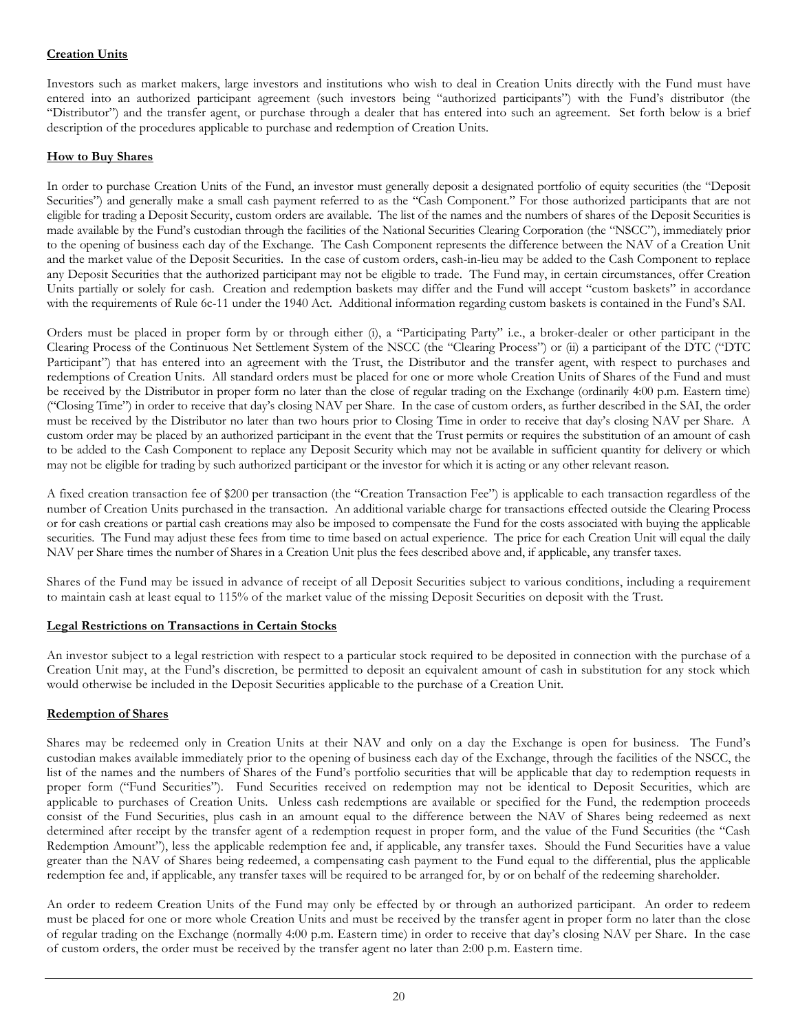**Creation Units**

Investors such as market makers, large investors and institutions who wish to deal in Creation Units directly with the Fund must have entered into an authorized participant agreement (such investors being "authorized participants") with the Fund's distributor (the "Distributor") and the transfer agent, or purchase through a dealer that has entered into such an agreement. Set forth below is a brief description of the procedures applicable to purchase and redemption of Creation Units.

**How to Buy Shares**

In order to purchase Creation Units of the Fund, an investor must generally deposit a designated portfolio of equity securities (the "Deposit Securities") and generally make a small cash payment referred to as the "Cash Component." For those authorized participants that are not eligible for trading a Deposit Security, custom orders are available. The list of the names and the numbers of shares of the Deposit Securities is made available by the Fund's custodian through the facilities of the National Securities Clearing Corporation (the "NSCC"), immediately prior to the opening of business each day of the Exchange. The Cash Component represents the difference between the NAV of a Creation Unit and the market value of the Deposit Securities. In the case of custom orders, cash-in-lieu may be added to the Cash Component to replace any Deposit Securities that the authorized participant may not be eligible to trade. The Fund may, in certain circumstances, offer Creation Units partially or solely for cash. Creation and redemption baskets may differ and the Fund will accept "custom baskets" in accordance with the requirements of Rule 6c-11 under the 1940 Act. Additional information regarding custom baskets is contained in the Fund's SAI.

Orders must be placed in proper form by or through either (i), a "Participating Party" i.e., a broker-dealer or other participant in the Clearing Process of the Continuous Net Settlement System of the NSCC (the "Clearing Process") or (ii) a participant of the DTC ("DTC Participant") that has entered into an agreement with the Trust, the Distributor and the transfer agent, with respect to purchases and redemptions of Creation Units. All standard orders must be placed for one or more whole Creation Units of Shares of the Fund and must be received by the Distributor in proper form no later than the close of regular trading on the Exchange (ordinarily 4:00 p.m. Eastern time) ("Closing Time") in order to receive that day's closing NAV per Share. In the case of custom orders, as further described in the SAI, the order must be received by the Distributor no later than two hours prior to Closing Time in order to receive that day's closing NAV per Share. A custom order may be placed by an authorized participant in the event that the Trust permits or requires the substitution of an amount of cash to be added to the Cash Component to replace any Deposit Security which may not be available in sufficient quantity for delivery or which may not be eligible for trading by such authorized participant or the investor for which it is acting or any other relevant reason.

A fixed creation transaction fee of $200 per transaction (the "Creation Transaction Fee") is applicable to each transaction regardless of the number of Creation Units purchased in the transaction. An additional variable charge for transactions effected outside the Clearing Process or for cash creations or partial cash creations may also be imposed to compensate the Fund for the costs associated with buying the applicable securities. The Fund may adjust these fees from time to time based on actual experience. The price for each Creation Unit will equal the daily NAV per Share times the number of Shares in a Creation Unit plus the fees described above and, if applicable, any transfer taxes.

Shares of the Fund may be issued in advance of receipt of all Deposit Securities subject to various conditions, including a requirement to maintain cash at least equal to 115% of the market value of the missing Deposit Securities on deposit with the Trust.

**Legal Restrictions on Transactions in Certain Stocks**

An investor subject to a legal restriction with respect to a particular stock required to be deposited in connection with the purchase of a Creation Unit may, at the Fund's discretion, be permitted to deposit an equivalent amount of cash in substitution for any stock which would otherwise be included in the Deposit Securities applicable to the purchase of a Creation Unit.

**Redemption of Shares**

Shares may be redeemed only in Creation Units at their NAV and only on a day the Exchange is open for business. The Fund's custodian makes available immediately prior to the opening of business each day of the Exchange, through the facilities of the NSCC, the list of the names and the numbers of Shares of the Fund's portfolio securities that will be applicable that day to redemption requests in proper form ("Fund Securities"). Fund Securities received on redemption may not be identical to Deposit Securities, which are applicable to purchases of Creation Units. Unless cash redemptions are available or specified for the Fund, the redemption proceeds consist of the Fund Securities, plus cash in an amount equal to the difference between the NAV of Shares being redeemed as next determined after receipt by the transfer agent of a redemption request in proper form, and the value of the Fund Securities (the "Cash Redemption Amount"), less the applicable redemption fee and, if applicable, any transfer taxes. Should the Fund Securities have a value greater than the NAV of Shares being redeemed, a compensating cash payment to the Fund equal to the differential, plus the applicable redemption fee and, if applicable, any transfer taxes will be required to be arranged for, by or on behalf of the redeeming shareholder.

An order to redeem Creation Units of the Fund may only be effected by or through an authorized participant. An order to redeem must be placed for one or more whole Creation Units and must be received by the transfer agent in proper form no later than the close of regular trading on the Exchange (normally 4:00 p.m. Eastern time) in order to receive that day's closing NAV per Share. In the case of custom orders, the order must be received by the transfer agent no later than 2:00 p.m. Eastern time.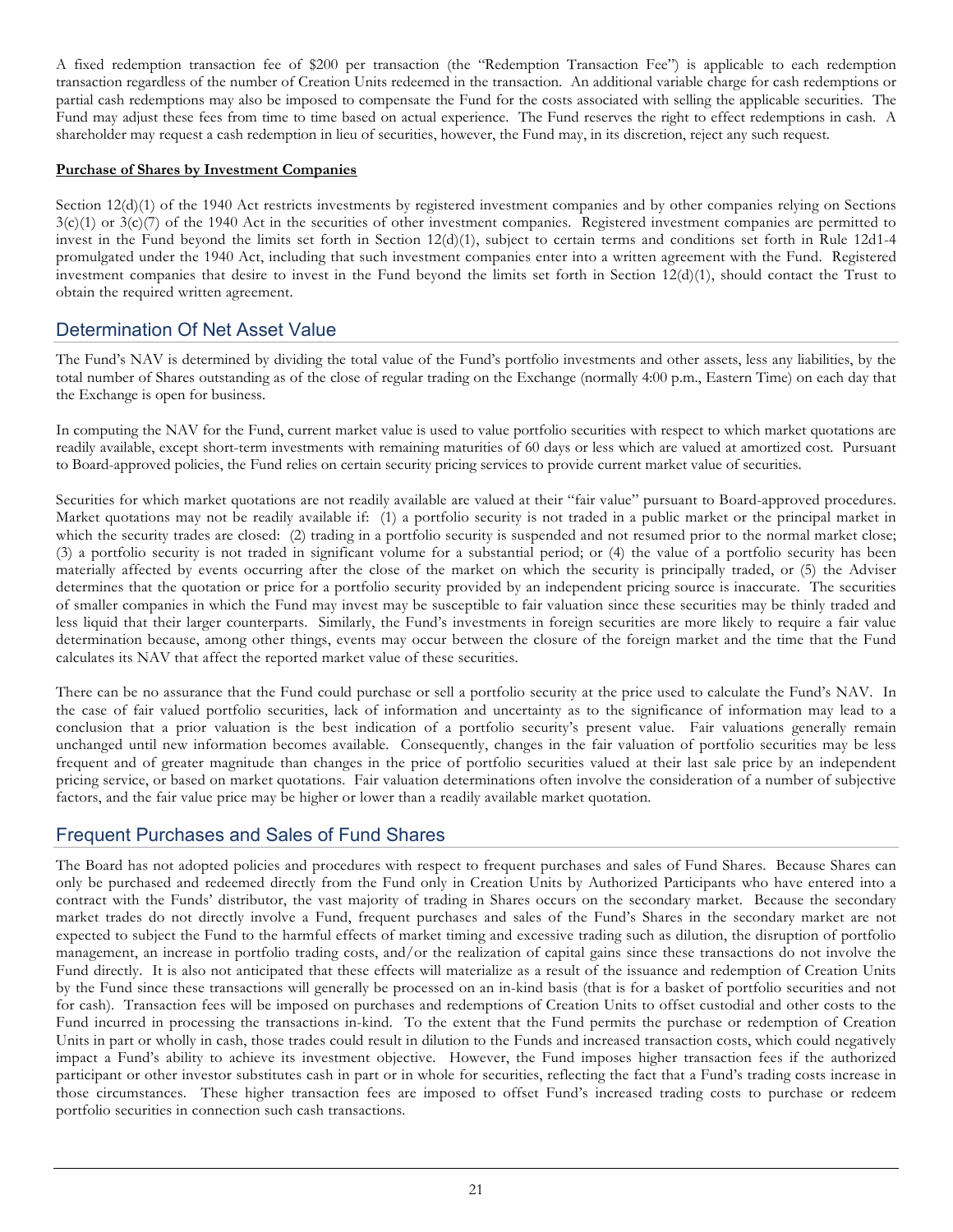A fixed redemption transaction fee of $200 per transaction (the "Redemption Transaction Fee") is applicable to each redemption transaction regardless of the number of Creation Units redeemed in the transaction. An additional variable charge for cash redemptions or partial cash redemptions may also be imposed to compensate the Fund for the costs associated with selling the applicable securities. The Fund may adjust these fees from time to time based on actual experience. The Fund reserves the right to effect redemptions in cash. A shareholder may request a cash redemption in lieu of securities, however, the Fund may, in its discretion, reject any such request.

**Purchase of Shares by Investment Companies**

Section 12(d)(1) of the 1940 Act restricts investments by registered investment companies and by other companies relying on Sections 3(c)(1) or 3(c)(7) of the 1940 Act in the securities of other investment companies. Registered investment companies are permitted to invest in the Fund beyond the limits set forth in Section 12(d)(1), subject to certain terms and conditions set forth in Rule 12d1-4 promulgated under the 1940 Act, including that such investment companies enter into a written agreement with the Fund. Registered investment companies that desire to invest in the Fund beyond the limits set forth in Section 12(d)(1), should contact the Trust to obtain the required written agreement.

## Determination Of Net Asset Value

The Fund's NAV is determined by dividing the total value of the Fund's portfolio investments and other assets, less any liabilities, by the total number of Shares outstanding as of the close of regular trading on the Exchange (normally 4:00 p.m., Eastern Time) on each day that the Exchange is open for business.

In computing the NAV for the Fund, current market value is used to value portfolio securities with respect to which market quotations are readily available, except short-term investments with remaining maturities of 60 days or less which are valued at amortized cost. Pursuant to Board-approved policies, the Fund relies on certain security pricing services to provide current market value of securities.

Securities for which market quotations are not readily available are valued at their "fair value" pursuant to Board-approved procedures. Market quotations may not be readily available if: (1) a portfolio security is not traded in a public market or the principal market in which the security trades are closed: (2) trading in a portfolio security is suspended and not resumed prior to the normal market close; (3) a portfolio security is not traded in significant volume for a substantial period; or (4) the value of a portfolio security has been materially affected by events occurring after the close of the market on which the security is principally traded, or (5) the Adviser determines that the quotation or price for a portfolio security provided by an independent pricing source is inaccurate. The securities of smaller companies in which the Fund may invest may be susceptible to fair valuation since these securities may be thinly traded and less liquid that their larger counterparts. Similarly, the Fund's investments in foreign securities are more likely to require a fair value determination because, among other things, events may occur between the closure of the foreign market and the time that the Fund calculates its NAV that affect the reported market value of these securities.

There can be no assurance that the Fund could purchase or sell a portfolio security at the price used to calculate the Fund's NAV. In the case of fair valued portfolio securities, lack of information and uncertainty as to the significance of information may lead to a conclusion that a prior valuation is the best indication of a portfolio security's present value. Fair valuations generally remain unchanged until new information becomes available. Consequently, changes in the fair valuation of portfolio securities may be less frequent and of greater magnitude than changes in the price of portfolio securities valued at their last sale price by an independent pricing service, or based on market quotations. Fair valuation determinations often involve the consideration of a number of subjective factors, and the fair value price may be higher or lower than a readily available market quotation.

## Frequent Purchases and Sales of Fund Shares

The Board has not adopted policies and procedures with respect to frequent purchases and sales of Fund Shares. Because Shares can only be purchased and redeemed directly from the Fund only in Creation Units by Authorized Participants who have entered into a contract with the Funds' distributor, the vast majority of trading in Shares occurs on the secondary market. Because the secondary market trades do not directly involve a Fund, frequent purchases and sales of the Fund's Shares in the secondary market are not expected to subject the Fund to the harmful effects of market timing and excessive trading such as dilution, the disruption of portfolio management, an increase in portfolio trading costs, and/or the realization of capital gains since these transactions do not involve the Fund directly. It is also not anticipated that these effects will materialize as a result of the issuance and redemption of Creation Units by the Fund since these transactions will generally be processed on an in-kind basis (that is for a basket of portfolio securities and not for cash). Transaction fees will be imposed on purchases and redemptions of Creation Units to offset custodial and other costs to the Fund incurred in processing the transactions in-kind. To the extent that the Fund permits the purchase or redemption of Creation Units in part or wholly in cash, those trades could result in dilution to the Funds and increased transaction costs, which could negatively impact a Fund's ability to achieve its investment objective. However, the Fund imposes higher transaction fees if the authorized participant or other investor substitutes cash in part or in whole for securities, reflecting the fact that a Fund's trading costs increase in those circumstances. These higher transaction fees are imposed to offset Fund's increased trading costs to purchase or redeem portfolio securities in connection such cash transactions.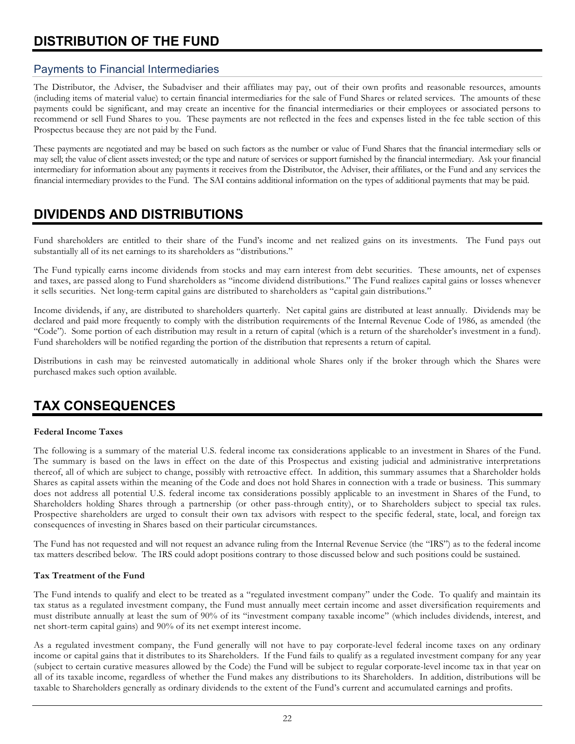# DISTRIBUTION OF THE FUND

## Payments to Financial Intermediaries

The Distributor, the Adviser, the Subadviser and their affiliates may pay, out of their own profits and reasonable resources, amounts (including items of material value) to certain financial intermediaries for the sale of Fund Shares or related services. The amounts of these payments could be significant, and may create an incentive for the financial intermediaries or their employees or associated persons to recommend or sell Fund Shares to you. These payments are not reflected in the fees and expenses listed in the fee table section of this Prospectus because they are not paid by the Fund.

These payments are negotiated and may be based on such factors as the number or value of Fund Shares that the financial intermediary sells or may sell; the value of client assets invested; or the type and nature of services or support furnished by the financial intermediary. Ask your financial intermediary for information about any payments it receives from the Distributor, the Adviser, their affiliates, or the Fund and any services the financial intermediary provides to the Fund. The SAI contains additional information on the types of additional payments that may be paid.

# DIVIDENDS AND DISTRIBUTIONS

Fund shareholders are entitled to their share of the Fund's income and net realized gains on its investments. The Fund pays out substantially all of its net earnings to its shareholders as "distributions."

The Fund typically earns income dividends from stocks and may earn interest from debt securities. These amounts, net of expenses and taxes, are passed along to Fund shareholders as "income dividend distributions." The Fund realizes capital gains or losses whenever it sells securities. Net long-term capital gains are distributed to shareholders as "capital gain distributions."

Income dividends, if any, are distributed to shareholders quarterly. Net capital gains are distributed at least annually. Dividends may be declared and paid more frequently to comply with the distribution requirements of the Internal Revenue Code of 1986, as amended (the "Code"). Some portion of each distribution may result in a return of capital (which is a return of the shareholder's investment in a fund). Fund shareholders will be notified regarding the portion of the distribution that represents a return of capital.

Distributions in cash may be reinvested automatically in additional whole Shares only if the broker through which the Shares were purchased makes such option available.

# TAX CONSEQUENCES

**Federal Income Taxes**

The following is a summary of the material U.S. federal income tax considerations applicable to an investment in Shares of the Fund. The summary is based on the laws in effect on the date of this Prospectus and existing judicial and administrative interpretations thereof, all of which are subject to change, possibly with retroactive effect. In addition, this summary assumes that a Shareholder holds Shares as capital assets within the meaning of the Code and does not hold Shares in connection with a trade or business. This summary does not address all potential U.S. federal income tax considerations possibly applicable to an investment in Shares of the Fund, to Shareholders holding Shares through a partnership (or other pass-through entity), or to Shareholders subject to special tax rules. Prospective shareholders are urged to consult their own tax advisors with respect to the specific federal, state, local, and foreign tax consequences of investing in Shares based on their particular circumstances.

The Fund has not requested and will not request an advance ruling from the Internal Revenue Service (the "IRS") as to the federal income tax matters described below. The IRS could adopt positions contrary to those discussed below and such positions could be sustained.

**Tax Treatment of the Fund**

The Fund intends to qualify and elect to be treated as a "regulated investment company" under the Code. To qualify and maintain its tax status as a regulated investment company, the Fund must annually meet certain income and asset diversification requirements and must distribute annually at least the sum of 90% of its "investment company taxable income" (which includes dividends, interest, and net short-term capital gains) and 90% of its net exempt interest income.

As a regulated investment company, the Fund generally will not have to pay corporate-level federal income taxes on any ordinary income or capital gains that it distributes to its Shareholders. If the Fund fails to qualify as a regulated investment company for any year (subject to certain curative measures allowed by the Code) the Fund will be subject to regular corporate-level income tax in that year on all of its taxable income, regardless of whether the Fund makes any distributions to its Shareholders. In addition, distributions will be taxable to Shareholders generally as ordinary dividends to the extent of the Fund's current and accumulated earnings and profits.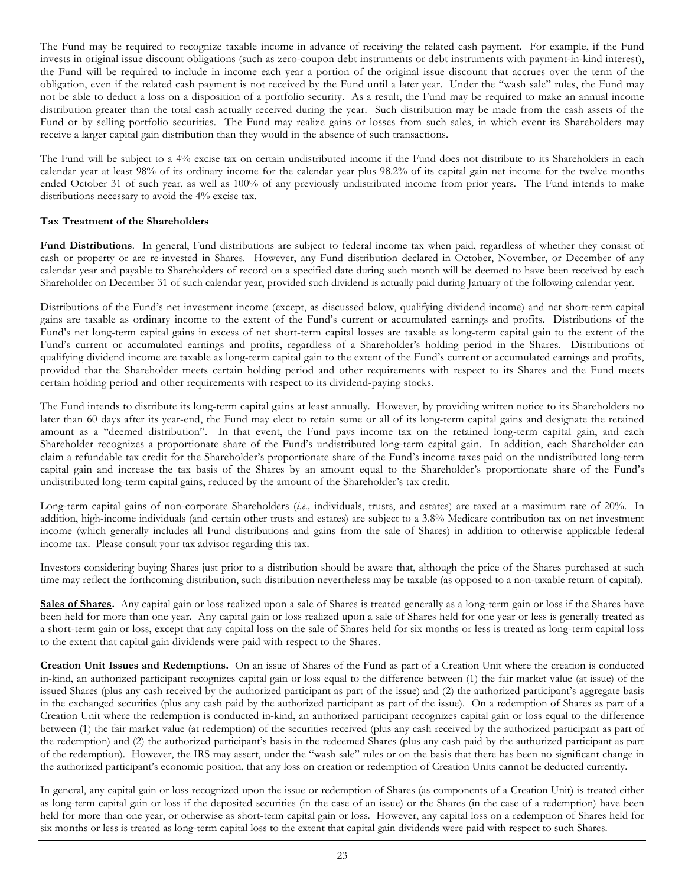The Fund may be required to recognize taxable income in advance of receiving the related cash payment. For example, if the Fund invests in original issue discount obligations (such as zero-coupon debt instruments or debt instruments with payment-in-kind interest), the Fund will be required to include in income each year a portion of the original issue discount that accrues over the term of the obligation, even if the related cash payment is not received by the Fund until a later year. Under the "wash sale" rules, the Fund may not be able to deduct a loss on a disposition of a portfolio security. As a result, the Fund may be required to make an annual income distribution greater than the total cash actually received during the year. Such distribution may be made from the cash assets of the Fund or by selling portfolio securities. The Fund may realize gains or losses from such sales, in which event its Shareholders may receive a larger capital gain distribution than they would in the absence of such transactions.

The Fund will be subject to a 4% excise tax on certain undistributed income if the Fund does not distribute to its Shareholders in each calendar year at least 98% of its ordinary income for the calendar year plus 98.2% of its capital gain net income for the twelve months ended October 31 of such year, as well as 100% of any previously undistributed income from prior years. The Fund intends to make distributions necessary to avoid the 4% excise tax.

**Tax Treatment of the Shareholders**

**Fund Distributions**. In general, Fund distributions are subject to federal income tax when paid, regardless of whether they consist of cash or property or are re-invested in Shares. However, any Fund distribution declared in October, November, or December of any calendar year and payable to Shareholders of record on a specified date during such month will be deemed to have been received by each Shareholder on December 31 of such calendar year, provided such dividend is actually paid during January of the following calendar year.

Distributions of the Fund's net investment income (except, as discussed below, qualifying dividend income) and net short-term capital gains are taxable as ordinary income to the extent of the Fund's current or accumulated earnings and profits. Distributions of the Fund's net long-term capital gains in excess of net short-term capital losses are taxable as long-term capital gain to the extent of the Fund's current or accumulated earnings and profits, regardless of a Shareholder's holding period in the Shares. Distributions of qualifying dividend income are taxable as long-term capital gain to the extent of the Fund's current or accumulated earnings and profits, provided that the Shareholder meets certain holding period and other requirements with respect to its Shares and the Fund meets certain holding period and other requirements with respect to its dividend-paying stocks.

The Fund intends to distribute its long-term capital gains at least annually. However, by providing written notice to its Shareholders no later than 60 days after its year-end, the Fund may elect to retain some or all of its long-term capital gains and designate the retained amount as a "deemed distribution". In that event, the Fund pays income tax on the retained long-term capital gain, and each Shareholder recognizes a proportionate share of the Fund's undistributed long-term capital gain. In addition, each Shareholder can claim a refundable tax credit for the Shareholder's proportionate share of the Fund's income taxes paid on the undistributed long-term capital gain and increase the tax basis of the Shares by an amount equal to the Shareholder's proportionate share of the Fund's undistributed long-term capital gains, reduced by the amount of the Shareholder's tax credit.

Long-term capital gains of non-corporate Shareholders (*i.e.,* individuals, trusts, and estates) are taxed at a maximum rate of 20%. In addition, high-income individuals (and certain other trusts and estates) are subject to a 3.8% Medicare contribution tax on net investment income (which generally includes all Fund distributions and gains from the sale of Shares) in addition to otherwise applicable federal income tax. Please consult your tax advisor regarding this tax.

Investors considering buying Shares just prior to a distribution should be aware that, although the price of the Shares purchased at such time may reflect the forthcoming distribution, such distribution nevertheless may be taxable (as opposed to a non-taxable return of capital).

**Sales of Shares.** Any capital gain or loss realized upon a sale of Shares is treated generally as a long-term gain or loss if the Shares have been held for more than one year. Any capital gain or loss realized upon a sale of Shares held for one year or less is generally treated as a short-term gain or loss, except that any capital loss on the sale of Shares held for six months or less is treated as long-term capital loss to the extent that capital gain dividends were paid with respect to the Shares.

**Creation Unit Issues and Redemptions.** On an issue of Shares of the Fund as part of a Creation Unit where the creation is conducted in-kind, an authorized participant recognizes capital gain or loss equal to the difference between (1) the fair market value (at issue) of the issued Shares (plus any cash received by the authorized participant as part of the issue) and (2) the authorized participant's aggregate basis in the exchanged securities (plus any cash paid by the authorized participant as part of the issue). On a redemption of Shares as part of a Creation Unit where the redemption is conducted in-kind, an authorized participant recognizes capital gain or loss equal to the difference between (1) the fair market value (at redemption) of the securities received (plus any cash received by the authorized participant as part of the redemption) and (2) the authorized participant's basis in the redeemed Shares (plus any cash paid by the authorized participant as part of the redemption). However, the IRS may assert, under the "wash sale" rules or on the basis that there has been no significant change in the authorized participant's economic position, that any loss on creation or redemption of Creation Units cannot be deducted currently.

In general, any capital gain or loss recognized upon the issue or redemption of Shares (as components of a Creation Unit) is treated either as long-term capital gain or loss if the deposited securities (in the case of an issue) or the Shares (in the case of a redemption) have been held for more than one year, or otherwise as short-term capital gain or loss. However, any capital loss on a redemption of Shares held for six months or less is treated as long-term capital loss to the extent that capital gain dividends were paid with respect to such Shares.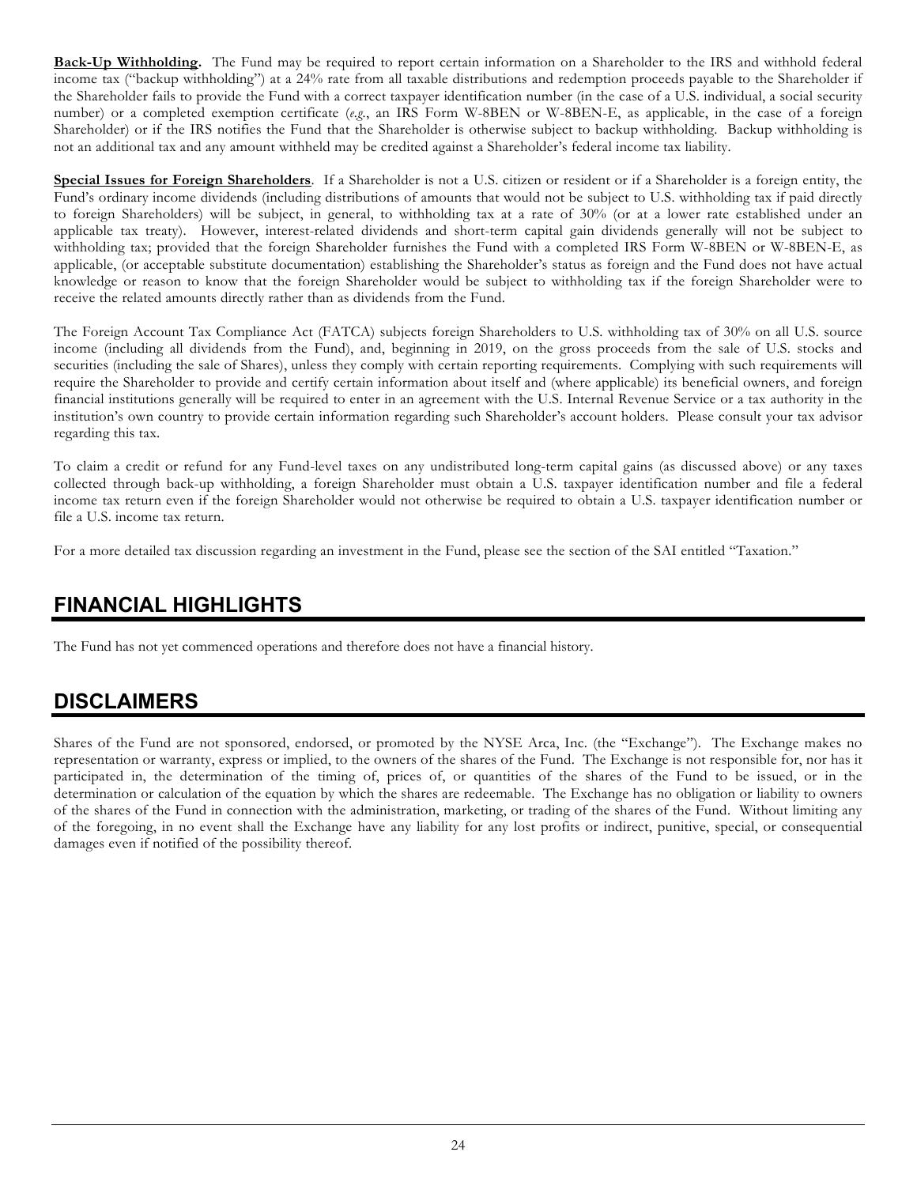**Back-Up Withholding.** The Fund may be required to report certain information on a Shareholder to the IRS and withhold federal income tax ("backup withholding") at a 24% rate from all taxable distributions and redemption proceeds payable to the Shareholder if the Shareholder fails to provide the Fund with a correct taxpayer identification number (in the case of a U.S. individual, a social security number) or a completed exemption certificate (*e.g.*, an IRS Form W-8BEN or W-8BEN-E, as applicable, in the case of a foreign Shareholder) or if the IRS notifies the Fund that the Shareholder is otherwise subject to backup withholding. Backup withholding is not an additional tax and any amount withheld may be credited against a Shareholder's federal income tax liability.

**Special Issues for Foreign Shareholders**. If a Shareholder is not a U.S. citizen or resident or if a Shareholder is a foreign entity, the Fund's ordinary income dividends (including distributions of amounts that would not be subject to U.S. withholding tax if paid directly to foreign Shareholders) will be subject, in general, to withholding tax at a rate of 30% (or at a lower rate established under an applicable tax treaty). However, interest-related dividends and short-term capital gain dividends generally will not be subject to withholding tax; provided that the foreign Shareholder furnishes the Fund with a completed IRS Form W-8BEN or W-8BEN-E, as applicable, (or acceptable substitute documentation) establishing the Shareholder's status as foreign and the Fund does not have actual knowledge or reason to know that the foreign Shareholder would be subject to withholding tax if the foreign Shareholder were to receive the related amounts directly rather than as dividends from the Fund.

The Foreign Account Tax Compliance Act (FATCA) subjects foreign Shareholders to U.S. withholding tax of 30% on all U.S. source income (including all dividends from the Fund), and, beginning in 2019, on the gross proceeds from the sale of U.S. stocks and securities (including the sale of Shares), unless they comply with certain reporting requirements. Complying with such requirements will require the Shareholder to provide and certify certain information about itself and (where applicable) its beneficial owners, and foreign financial institutions generally will be required to enter in an agreement with the U.S. Internal Revenue Service or a tax authority in the institution's own country to provide certain information regarding such Shareholder's account holders. Please consult your tax advisor regarding this tax.

To claim a credit or refund for any Fund-level taxes on any undistributed long-term capital gains (as discussed above) or any taxes collected through back-up withholding, a foreign Shareholder must obtain a U.S. taxpayer identification number and file a federal income tax return even if the foreign Shareholder would not otherwise be required to obtain a U.S. taxpayer identification number or file a U.S. income tax return.

For a more detailed tax discussion regarding an investment in the Fund, please see the section of the SAI entitled "Taxation."

## FINANCIAL HIGHLIGHTS

The Fund has not yet commenced operations and therefore does not have a financial history.

## DISCLAIMERS

Shares of the Fund are not sponsored, endorsed, or promoted by the NYSE Arca, Inc. (the "Exchange"). The Exchange makes no representation or warranty, express or implied, to the owners of the shares of the Fund. The Exchange is not responsible for, nor has it participated in, the determination of the timing of, prices of, or quantities of the shares of the Fund to be issued, or in the determination or calculation of the equation by which the shares are redeemable. The Exchange has no obligation or liability to owners of the shares of the Fund in connection with the administration, marketing, or trading of the shares of the Fund. Without limiting any of the foregoing, in no event shall the Exchange have any liability for any lost profits or indirect, punitive, special, or consequential damages even if notified of the possibility thereof.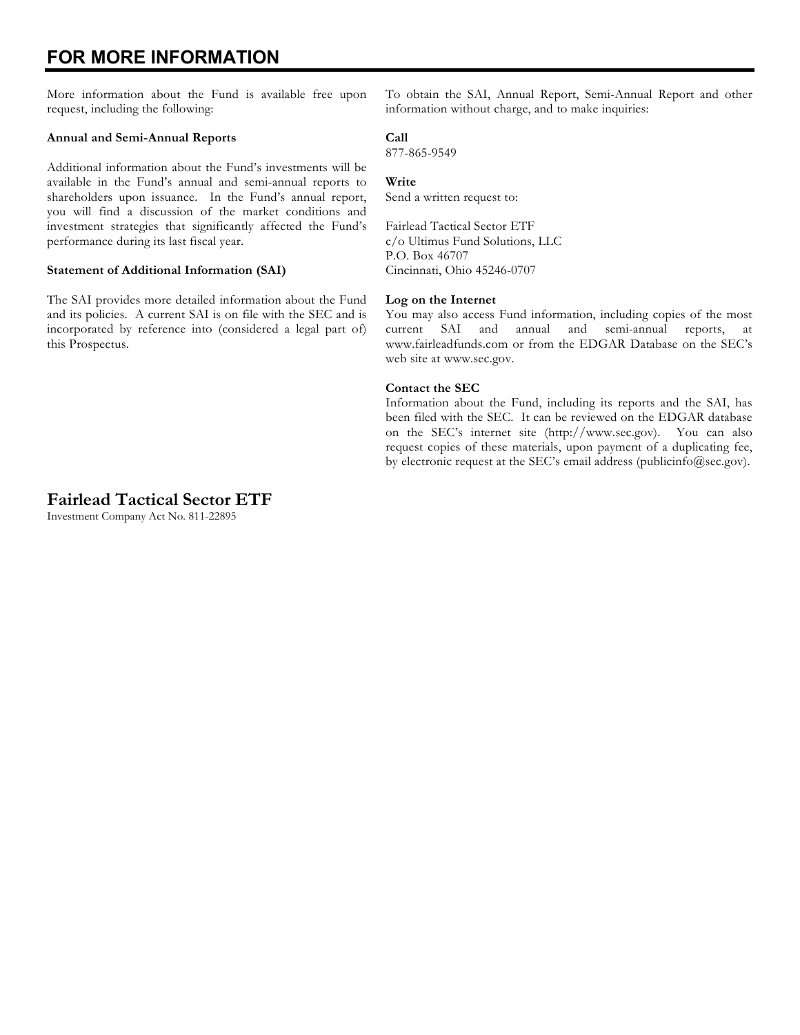# FOR MORE INFORMATION

More information about the Fund is available free upon request, including the following:

**Annual and Semi-Annual Reports**

Additional information about the Fund's investments will be available in the Fund's annual and semi-annual reports to shareholders upon issuance. In the Fund's annual report, you will find a discussion of the market conditions and investment strategies that significantly affected the Fund's performance during its last fiscal year.

**Statement of Additional Information (SAI)**

The SAI provides more detailed information about the Fund and its policies. A current SAI is on file with the SEC and is incorporated by reference into (considered a legal part of) this Prospectus.

To obtain the SAI, Annual Report, Semi-Annual Report and other information without charge, and to make inquiries:

**Call**
877-865-9549

**Write**
Send a written request to:

Fairlead Tactical Sector ETF
c/o Ultimus Fund Solutions, LLC
P.O. Box 46707
Cincinnati, Ohio 45246-0707

**Log on the Internet**
You may also access Fund information, including copies of the most current SAI and annual and semi-annual reports, at www.fairleadfunds.com or from the EDGAR Database on the SEC's web site at www.sec.gov.

**Contact the SEC**
Information about the Fund, including its reports and the SAI, has been filed with the SEC. It can be reviewed on the EDGAR database on the SEC's internet site (http://www.sec.gov). You can also request copies of these materials, upon payment of a duplicating fee, by electronic request at the SEC's email address (publicinfo@sec.gov).

## Fairlead Tactical Sector ETF

Investment Company Act No. 811-22895